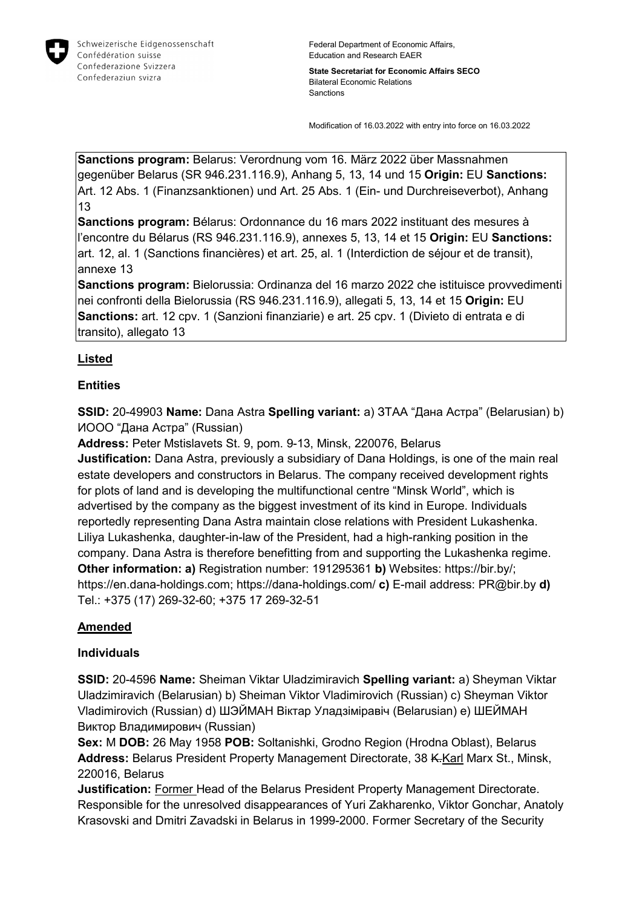Schweizerische Eidgenossenschaft
Confédération suisse
Confederazione Svizzera
Confederaziun svizra

Federal Department of Economic Affairs, Education and Research EAER

**State Secretariat for Economic Affairs SECO**
Bilateral Economic Relations
Sanctions

Modification of 16.03.2022 with entry into force on 16.03.2022

**Sanctions program:** Belarus: Verordnung vom 16. März 2022 über Massnahmen gegenüber Belarus (SR 946.231.116.9), Anhang 5, 13, 14 und 15 **Origin:** EU **Sanctions:** Art. 12 Abs. 1 (Finanzsanktionen) und Art. 25 Abs. 1 (Ein- und Durchreiseverbot), Anhang 13
**Sanctions program:** Bélarus: Ordonnance du 16 mars 2022 instituant des mesures à l'encontre du Bélarus (RS 946.231.116.9), annexes 5, 13, 14 et 15 **Origin:** EU **Sanctions:** art. 12, al. 1 (Sanctions financières) et art. 25, al. 1 (Interdiction de séjour et de transit), annexe 13
**Sanctions program:** Bielorussia: Ordinanza del 16 marzo 2022 che istituisce provvedimenti nei confronti della Bielorussia (RS 946.231.116.9), allegati 5, 13, 14 et 15 **Origin:** EU **Sanctions:** art. 12 cpv. 1 (Sanzioni finanziarie) e art. 25 cpv. 1 (Divieto di entrata e di transito), allegato 13

## Listed

### Entities

**SSID:** 20-49903 **Name:** Dana Astra **Spelling variant:** a) ЗТАА "Дана Астра" (Belarusian) b) ИООО "Дана Астра" (Russian)
**Address:** Peter Mstislavets St. 9, pom. 9-13, Minsk, 220076, Belarus
**Justification:** Dana Astra, previously a subsidiary of Dana Holdings, is one of the main real estate developers and constructors in Belarus. The company received development rights for plots of land and is developing the multifunctional centre "Minsk World", which is advertised by the company as the biggest investment of its kind in Europe. Individuals reportedly representing Dana Astra maintain close relations with President Lukashenka. Liliya Lukashenka, daughter-in-law of the President, had a high-ranking position in the company. Dana Astra is therefore benefitting from and supporting the Lukashenka regime.
**Other information: a)** Registration number: 191295361 **b)** Websites: https://bir.by/; https://en.dana-holdings.com; https://dana-holdings.com/ **c)** E-mail address: PR@bir.by **d)** Tel.: +375 (17) 269-32-60; +375 17 269-32-51

## Amended

### Individuals

**SSID:** 20-4596 **Name:** Sheiman Viktar Uladzimiravich **Spelling variant:** a) Sheyman Viktar Uladzimiravich (Belarusian) b) Sheiman Viktor Vladimirovich (Russian) c) Sheyman Viktor Vladimirovich (Russian) d) ШЭЙМАН Віктар Уладзіміравіч (Belarusian) e) ШЕЙМАН Виктор Владимирович (Russian)
**Sex:** M **DOB:** 26 May 1958 **POB:** Soltanishki, Grodno Region (Hrodna Oblast), Belarus
**Address:** Belarus President Property Management Directorate, 38 ~~K.~~Karl Marx St., Minsk, 220016, Belarus
**Justification:** Former Head of the Belarus President Property Management Directorate. Responsible for the unresolved disappearances of Yuri Zakharenko, Viktor Gonchar, Anatoly Krasovski and Dmitri Zavadski in Belarus in 1999-2000. Former Secretary of the Security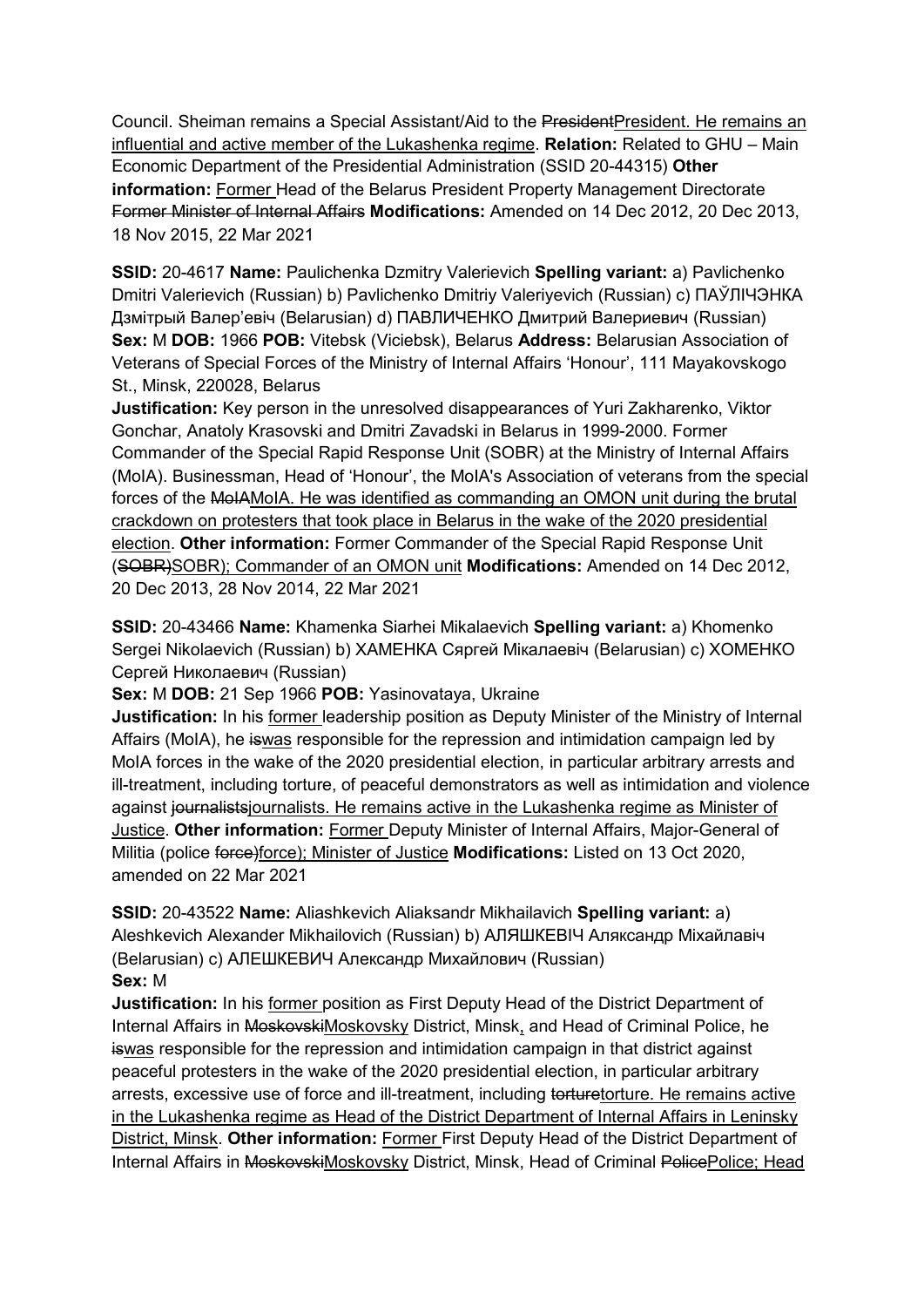Council. Sheiman remains a Special Assistant/Aid to the PresidentPresident. He remains an influential and active member of the Lukashenka regime. **Relation:** Related to GHU – Main Economic Department of the Presidential Administration (SSID 20-44315) **Other information:** Former Head of the Belarus President Property Management Directorate Former Minister of Internal Affairs **Modifications:** Amended on 14 Dec 2012, 20 Dec 2013, 18 Nov 2015, 22 Mar 2021

**SSID:** 20-4617 **Name:** Paulichenka Dzmitry Valerievich **Spelling variant:** a) Pavlichenko Dmitri Valerievich (Russian) b) Pavlichenko Dmitriy Valeriyevich (Russian) c) ПАЎЛІЧЭНКА Дзмітрый Валер'евіч (Belarusian) d) ПАВЛИЧЕНКО Дмитрий Валериевич (Russian) **Sex:** M **DOB:** 1966 **POB:** Vitebsk (Viciebsk), Belarus **Address:** Belarusian Association of Veterans of Special Forces of the Ministry of Internal Affairs 'Honour', 111 Mayakovskogo St., Minsk, 220028, Belarus
**Justification:** Key person in the unresolved disappearances of Yuri Zakharenko, Viktor Gonchar, Anatoly Krasovski and Dmitri Zavadski in Belarus in 1999-2000. Former Commander of the Special Rapid Response Unit (SOBR) at the Ministry of Internal Affairs (MoIA). Businessman, Head of 'Honour', the MoIA's Association of veterans from the special forces of the MoIAMoIA. He was identified as commanding an OMON unit during the brutal crackdown on protesters that took place in Belarus in the wake of the 2020 presidential election. **Other information:** Former Commander of the Special Rapid Response Unit (SOBR)SOBR); Commander of an OMON unit **Modifications:** Amended on 14 Dec 2012, 20 Dec 2013, 28 Nov 2014, 22 Mar 2021

**SSID:** 20-43466 **Name:** Khamenka Siarhei Mikalaevich **Spelling variant:** a) Khomenko Sergei Nikolaevich (Russian) b) ХАМЕНКА Сяргей Мікалаевіч (Belarusian) c) ХОМЕНКО Сергей Николаевич (Russian)
**Sex:** M **DOB:** 21 Sep 1966 **POB:** Yasinovataya, Ukraine
**Justification:** In his former leadership position as Deputy Minister of the Ministry of Internal Affairs (MoIA), he iswas responsible for the repression and intimidation campaign led by MoIA forces in the wake of the 2020 presidential election, in particular arbitrary arrests and ill-treatment, including torture, of peaceful demonstrators as well as intimidation and violence against journalistsjournalists. He remains active in the Lukashenka regime as Minister of Justice. **Other information:** Former Deputy Minister of Internal Affairs, Major-General of Militia (police force)force); Minister of Justice **Modifications:** Listed on 13 Oct 2020, amended on 22 Mar 2021

**SSID:** 20-43522 **Name:** Aliashkevich Aliaksandr Mikhailavich **Spelling variant:** a) Aleshkevich Alexander Mikhailovich (Russian) b) АЛЯШКЕВІЧ Аляксандр Міхайлавіч (Belarusian) c) АЛЕШКЕВИЧ Александр Михайлович (Russian)
**Sex:** M
**Justification:** In his former position as First Deputy Head of the District Department of Internal Affairs in MoskovskiMoskovsky District, Minsk, and Head of Criminal Police, he iswas responsible for the repression and intimidation campaign in that district against peaceful protesters in the wake of the 2020 presidential election, in particular arbitrary arrests, excessive use of force and ill-treatment, including torturetorture. He remains active in the Lukashenka regime as Head of the District Department of Internal Affairs in Leninsky District, Minsk. **Other information:** Former First Deputy Head of the District Department of Internal Affairs in MoskovskiMoskovsky District, Minsk, Head of Criminal PolicePolice; Head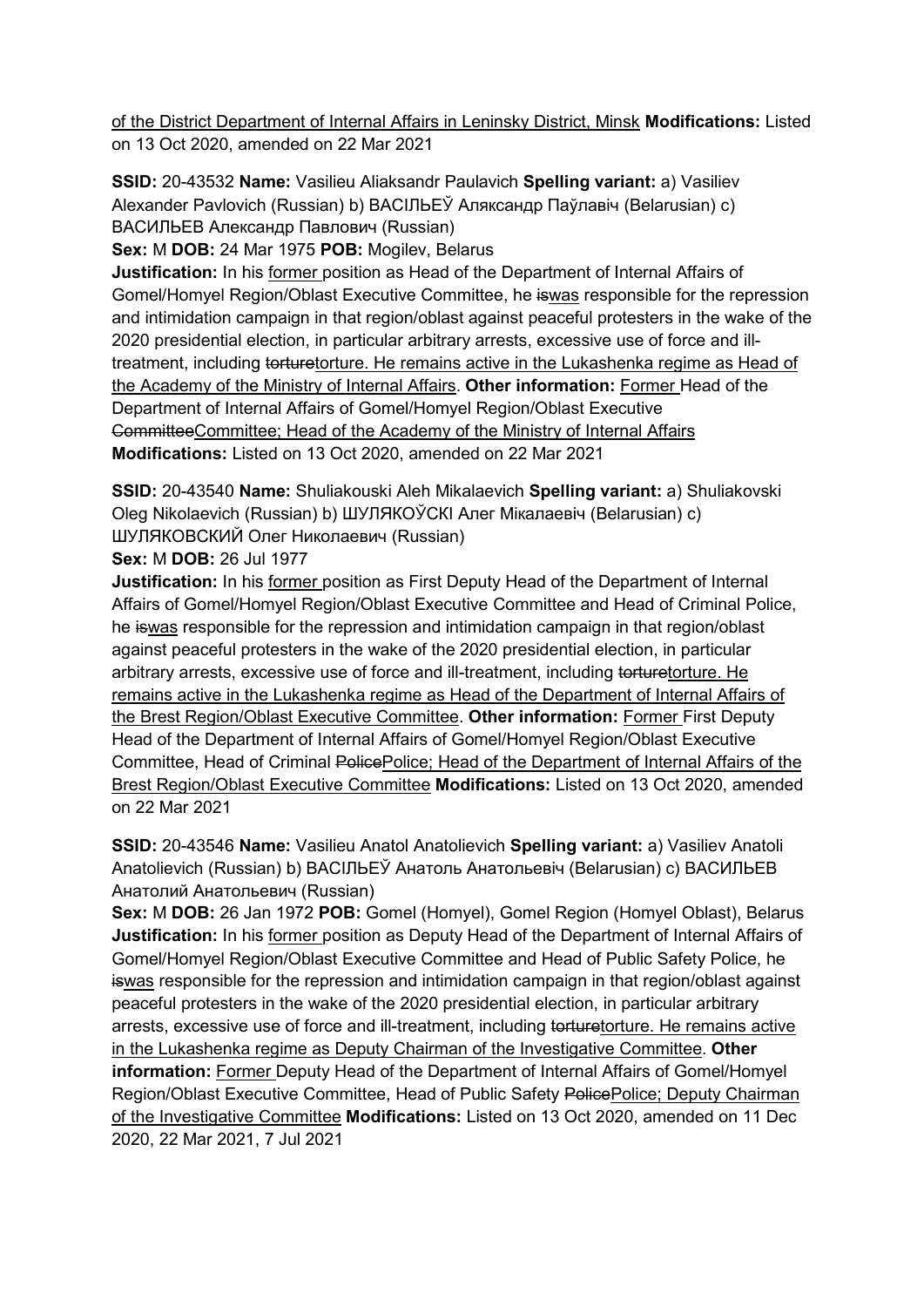of the District Department of Internal Affairs in Leninsky District, Minsk **Modifications:** Listed on 13 Oct 2020, amended on 22 Mar 2021

**SSID:** 20-43532 **Name:** Vasilieu Aliaksandr Paulavich **Spelling variant:** a) Vasiliev Alexander Pavlovich (Russian) b) ВАСІЛЬЕЎ Аляксандр Паўлавіч (Belarusian) c) ВАСИЛЬЕВ Александр Павлович (Russian)

**Sex:** M **DOB:** 24 Mar 1975 **POB:** Mogilev, Belarus

**Justification:** In his former position as Head of the Department of Internal Affairs of Gomel/Homyel Region/Oblast Executive Committee, he ~~is~~was responsible for the repression and intimidation campaign in that region/oblast against peaceful protesters in the wake of the 2020 presidential election, in particular arbitrary arrests, excessive use of force and ill-treatment, including ~~torture~~torture. He remains active in the Lukashenka regime as Head of the Academy of the Ministry of Internal Affairs. **Other information:** Former Head of the Department of Internal Affairs of Gomel/Homyel Region/Oblast Executive ~~Committee~~Committee; Head of the Academy of the Ministry of Internal Affairs **Modifications:** Listed on 13 Oct 2020, amended on 22 Mar 2021

**SSID:** 20-43540 **Name:** Shuliakouski Aleh Mikalaevich **Spelling variant:** a) Shuliakovski Oleg Nikolaevich (Russian) b) ШУЛЯКОЎСКІ Алег Мікалаевіч (Belarusian) c) ШУЛЯКОВСКИЙ Олег Николаевич (Russian)

**Sex:** M **DOB:** 26 Jul 1977

**Justification:** In his former position as First Deputy Head of the Department of Internal Affairs of Gomel/Homyel Region/Oblast Executive Committee and Head of Criminal Police, he ~~is~~was responsible for the repression and intimidation campaign in that region/oblast against peaceful protesters in the wake of the 2020 presidential election, in particular arbitrary arrests, excessive use of force and ill-treatment, including ~~torture~~torture. He remains active in the Lukashenka regime as Head of the Department of Internal Affairs of the Brest Region/Oblast Executive Committee. **Other information:** Former First Deputy Head of the Department of Internal Affairs of Gomel/Homyel Region/Oblast Executive Committee, Head of Criminal ~~Police~~Police; Head of the Department of Internal Affairs of the Brest Region/Oblast Executive Committee **Modifications:** Listed on 13 Oct 2020, amended on 22 Mar 2021

**SSID:** 20-43546 **Name:** Vasilieu Anatol Anatolievich **Spelling variant:** a) Vasiliev Anatoli Anatolievich (Russian) b) ВАСІЛЬЕЎ Анатоль Анатольевіч (Belarusian) c) ВАСИЛЬЕВ Анатолий Анатольевич (Russian)

**Sex:** M **DOB:** 26 Jan 1972 **POB:** Gomel (Homyel), Gomel Region (Homyel Oblast), Belarus

**Justification:** In his former position as Deputy Head of the Department of Internal Affairs of Gomel/Homyel Region/Oblast Executive Committee and Head of Public Safety Police, he ~~is~~was responsible for the repression and intimidation campaign in that region/oblast against peaceful protesters in the wake of the 2020 presidential election, in particular arbitrary arrests, excessive use of force and ill-treatment, including ~~torture~~torture. He remains active in the Lukashenka regime as Deputy Chairman of the Investigative Committee. **Other information:** Former Deputy Head of the Department of Internal Affairs of Gomel/Homyel Region/Oblast Executive Committee, Head of Public Safety ~~Police~~Police; Deputy Chairman of the Investigative Committee **Modifications:** Listed on 13 Oct 2020, amended on 11 Dec 2020, 22 Mar 2021, 7 Jul 2021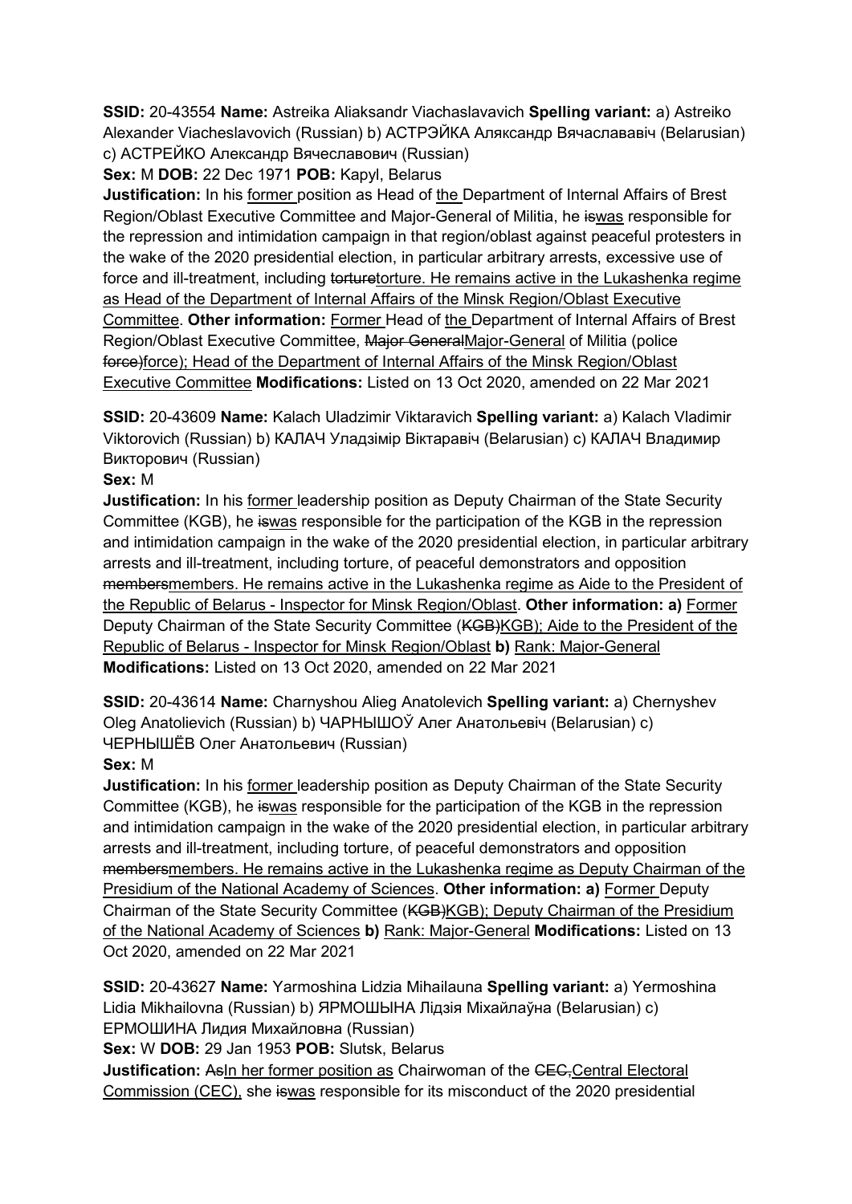**SSID:** 20-43554 **Name:** Astreika Aliaksandr Viachaslavavich **Spelling variant:** a) Astreiko Alexander Viacheslavovich (Russian) b) АСТРЭЙКА Аляксандр Вячаслававіч (Belarusian) c) АСТРЕЙКО Александр Вячеславович (Russian)
**Sex:** M **DOB:** 22 Dec 1971 **POB:** Kapyl, Belarus
**Justification:** In his former position as Head of the Department of Internal Affairs of Brest Region/Oblast Executive Committee and Major-General of Militia, he ~~is~~was responsible for the repression and intimidation campaign in that region/oblast against peaceful protesters in the wake of the 2020 presidential election, in particular arbitrary arrests, excessive use of force and ill-treatment, including ~~torture~~torture. He remains active in the Lukashenka regime as Head of the Department of Internal Affairs of the Minsk Region/Oblast Executive Committee. **Other information:** Former Head of the Department of Internal Affairs of Brest Region/Oblast Executive Committee, ~~Major General~~Major-General of Militia (police ~~force)~~force); Head of the Department of Internal Affairs of the Minsk Region/Oblast Executive Committee **Modifications:** Listed on 13 Oct 2020, amended on 22 Mar 2021

**SSID:** 20-43609 **Name:** Kalach Uladzimir Viktaravich **Spelling variant:** a) Kalach Vladimir Viktorovich (Russian) b) КАЛАЧ Уладзімір Віктаравіч (Belarusian) c) КАЛАЧ Владимир Викторович (Russian)
**Sex:** M
**Justification:** In his former leadership position as Deputy Chairman of the State Security Committee (KGB), he ~~is~~was responsible for the participation of the KGB in the repression and intimidation campaign in the wake of the 2020 presidential election, in particular arbitrary arrests and ill-treatment, including torture, of peaceful demonstrators and opposition ~~members~~members. He remains active in the Lukashenka regime as Aide to the President of the Republic of Belarus - Inspector for Minsk Region/Oblast. **Other information: a)** Former Deputy Chairman of the State Security Committee (~~KGB)~~KGB); Aide to the President of the Republic of Belarus - Inspector for Minsk Region/Oblast **b)** Rank: Major-General **Modifications:** Listed on 13 Oct 2020, amended on 22 Mar 2021

**SSID:** 20-43614 **Name:** Charnyshou Alieg Anatolevich **Spelling variant:** a) Chernyshev Oleg Anatolievich (Russian) b) ЧАРНЫШОЎ Алег Анатольевіч (Belarusian) c) ЧЕРНЫШЁВ Олег Анатольевич (Russian)
**Sex:** M
**Justification:** In his former leadership position as Deputy Chairman of the State Security Committee (KGB), he ~~is~~was responsible for the participation of the KGB in the repression and intimidation campaign in the wake of the 2020 presidential election, in particular arbitrary arrests and ill-treatment, including torture, of peaceful demonstrators and opposition ~~members~~members. He remains active in the Lukashenka regime as Deputy Chairman of the Presidium of the National Academy of Sciences. **Other information: a)** Former Deputy Chairman of the State Security Committee (~~KGB)~~KGB); Deputy Chairman of the Presidium of the National Academy of Sciences **b)** Rank: Major-General **Modifications:** Listed on 13 Oct 2020, amended on 22 Mar 2021

**SSID:** 20-43627 **Name:** Yarmoshina Lidzia Mihailauna **Spelling variant:** a) Yermoshina Lidia Mikhailovna (Russian) b) ЯРМОШЫНА Лідзія Міхайлаўна (Belarusian) c) ЕРМОШИНА Лидия Михайловна (Russian)
**Sex:** W **DOB:** 29 Jan 1953 **POB:** Slutsk, Belarus
**Justification:** ~~As~~In her former position as Chairwoman of the ~~CEC,~~Central Electoral Commission (CEC), she ~~is~~was responsible for its misconduct of the 2020 presidential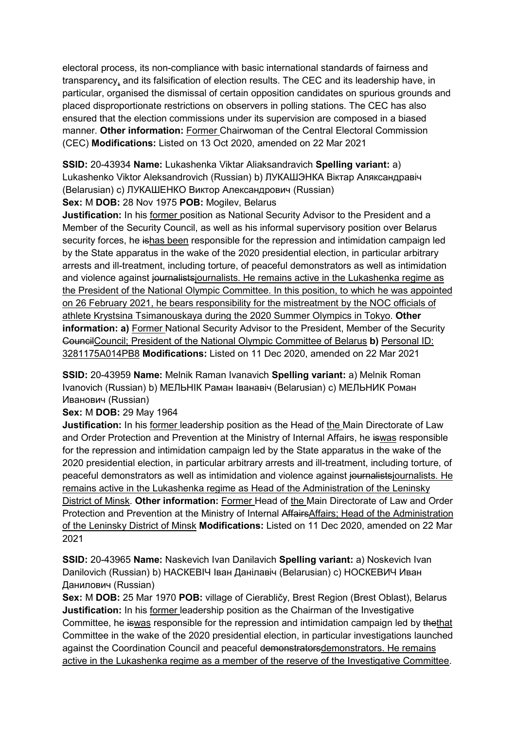electoral process, its non-compliance with basic international standards of fairness and transparency, and its falsification of election results. The CEC and its leadership have, in particular, organised the dismissal of certain opposition candidates on spurious grounds and placed disproportionate restrictions on observers in polling stations. The CEC has also ensured that the election commissions under its supervision are composed in a biased manner. **Other information:** Former Chairwoman of the Central Electoral Commission (CEC) **Modifications:** Listed on 13 Oct 2020, amended on 22 Mar 2021

**SSID:** 20-43934 **Name:** Lukashenka Viktar Aliaksandravich **Spelling variant:** a) Lukashenko Viktor Aleksandrovich (Russian) b) ЛУКАШЭНКА Віктар Аляксандравіч (Belarusian) c) ЛУКАШЕНКО Виктор Александрович (Russian)
**Sex:** M **DOB:** 28 Nov 1975 **POB:** Mogilev, Belarus
**Justification:** In his former position as National Security Advisor to the President and a Member of the Security Council, as well as his informal supervisory position over Belarus security forces, he ~~is~~has been responsible for the repression and intimidation campaign led by the State apparatus in the wake of the 2020 presidential election, in particular arbitrary arrests and ill-treatment, including torture, of peaceful demonstrators as well as intimidation and violence against ~~journalists~~journalists. He remains active in the Lukashenka regime as the President of the National Olympic Committee. In this position, to which he was appointed on 26 February 2021, he bears responsibility for the mistreatment by the NOC officials of athlete Krystsina Tsimanouskaya during the 2020 Summer Olympics in Tokyo. **Other information: a)** Former National Security Advisor to the President, Member of the Security ~~Council~~Council; President of the National Olympic Committee of Belarus **b)** Personal ID: 3281175A014PB8 **Modifications:** Listed on 11 Dec 2020, amended on 22 Mar 2021

**SSID:** 20-43959 **Name:** Melnik Raman Ivanavich **Spelling variant:** a) Melnik Roman Ivanovich (Russian) b) МЕЛЬНІК Раман Іванавіч (Belarusian) c) МЕЛЬНИК Роман Иванович (Russian)
**Sex:** M **DOB:** 29 May 1964
**Justification:** In his former leadership position as the Head of the Main Directorate of Law and Order Protection and Prevention at the Ministry of Internal Affairs, he ~~is~~was responsible for the repression and intimidation campaign led by the State apparatus in the wake of the 2020 presidential election, in particular arbitrary arrests and ill-treatment, including torture, of peaceful demonstrators as well as intimidation and violence against ~~journalists~~journalists. He remains active in the Lukashenka regime as Head of the Administration of the Leninsky District of Minsk. **Other information:** Former Head of the Main Directorate of Law and Order Protection and Prevention at the Ministry of Internal ~~Affairs~~Affairs; Head of the Administration of the Leninsky District of Minsk **Modifications:** Listed on 11 Dec 2020, amended on 22 Mar 2021

**SSID:** 20-43965 **Name:** Naskevich Ivan Danilavich **Spelling variant:** a) Noskevich Ivan Danilovich (Russian) b) НАСКЕВІЧ Іван Данілавіч (Belarusian) c) НОСКЕВИЧ Иван Данилович (Russian)
**Sex:** M **DOB:** 25 Mar 1970 **POB:** village of Cierabličy, Brest Region (Brest Oblast), Belarus
**Justification:** In his former leadership position as the Chairman of the Investigative Committee, he ~~is~~was responsible for the repression and intimidation campaign led by ~~the~~that Committee in the wake of the 2020 presidential election, in particular investigations launched against the Coordination Council and peaceful ~~demonstrators~~demonstrators. He remains active in the Lukashenka regime as a member of the reserve of the Investigative Committee.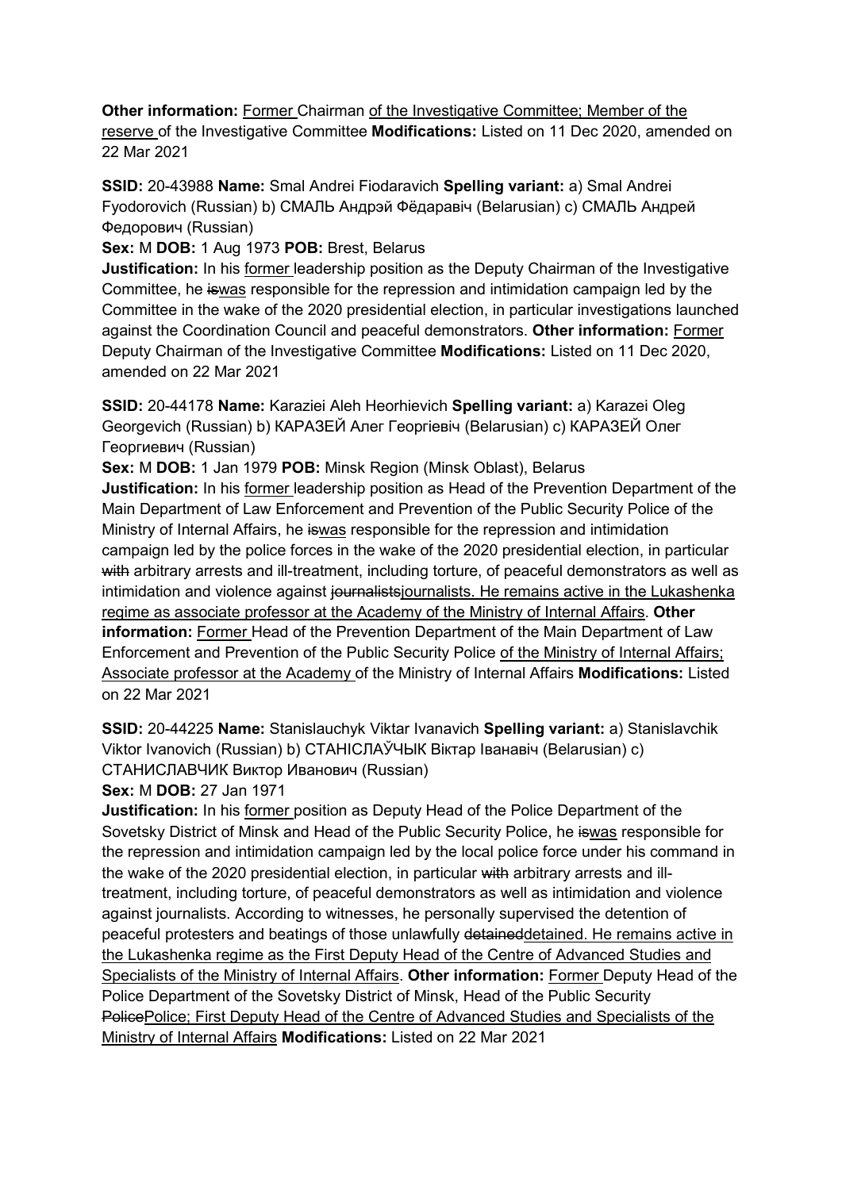**Other information:** Former Chairman of the Investigative Committee; Member of the reserve of the Investigative Committee **Modifications:** Listed on 11 Dec 2020, amended on 22 Mar 2021

**SSID:** 20-43988 **Name:** Smal Andrei Fiodaravich **Spelling variant:** a) Smal Andrei Fyodorovich (Russian) b) СМАЛЬ Андрэй Фёдаравіч (Belarusian) c) СМАЛЬ Андрей Федорович (Russian)
**Sex:** M **DOB:** 1 Aug 1973 **POB:** Brest, Belarus
**Justification:** In his former leadership position as the Deputy Chairman of the Investigative Committee, he ~~is~~was responsible for the repression and intimidation campaign led by the Committee in the wake of the 2020 presidential election, in particular investigations launched against the Coordination Council and peaceful demonstrators. **Other information:** Former Deputy Chairman of the Investigative Committee **Modifications:** Listed on 11 Dec 2020, amended on 22 Mar 2021

**SSID:** 20-44178 **Name:** Karaziei Aleh Heorhievich **Spelling variant:** a) Karazei Oleg Georgevich (Russian) b) КАРАЗЕЙ Алег Георгіевіч (Belarusian) c) КАРАЗЕЙ Олег Георгиевич (Russian)
**Sex:** M **DOB:** 1 Jan 1979 **POB:** Minsk Region (Minsk Oblast), Belarus
**Justification:** In his former leadership position as Head of the Prevention Department of the Main Department of Law Enforcement and Prevention of the Public Security Police of the Ministry of Internal Affairs, he ~~is~~was responsible for the repression and intimidation campaign led by the police forces in the wake of the 2020 presidential election, in particular ~~with~~ arbitrary arrests and ill-treatment, including torture, of peaceful demonstrators as well as intimidation and violence against ~~journalists~~journalists. He remains active in the Lukashenka regime as associate professor at the Academy of the Ministry of Internal Affairs. **Other information:** Former Head of the Prevention Department of the Main Department of Law Enforcement and Prevention of the Public Security Police of the Ministry of Internal Affairs; Associate professor at the Academy of the Ministry of Internal Affairs **Modifications:** Listed on 22 Mar 2021

**SSID:** 20-44225 **Name:** Stanislauchyk Viktar Ivanavich **Spelling variant:** a) Stanislavchik Viktor Ivanovich (Russian) b) СТАНІСЛАЎЧЫК Віктар Іванавіч (Belarusian) c) СТАНИСЛАВЧИК Виктор Иванович (Russian)
**Sex:** M **DOB:** 27 Jan 1971
**Justification:** In his former position as Deputy Head of the Police Department of the Sovetsky District of Minsk and Head of the Public Security Police, he ~~is~~was responsible for the repression and intimidation campaign led by the local police force under his command in the wake of the 2020 presidential election, in particular ~~with~~ arbitrary arrests and ill-treatment, including torture, of peaceful demonstrators as well as intimidation and violence against journalists. According to witnesses, he personally supervised the detention of peaceful protesters and beatings of those unlawfully ~~detained~~detained. He remains active in the Lukashenka regime as the First Deputy Head of the Centre of Advanced Studies and Specialists of the Ministry of Internal Affairs. **Other information:** Former Deputy Head of the Police Department of the Sovetsky District of Minsk, Head of the Public Security ~~Police~~Police; First Deputy Head of the Centre of Advanced Studies and Specialists of the Ministry of Internal Affairs **Modifications:** Listed on 22 Mar 2021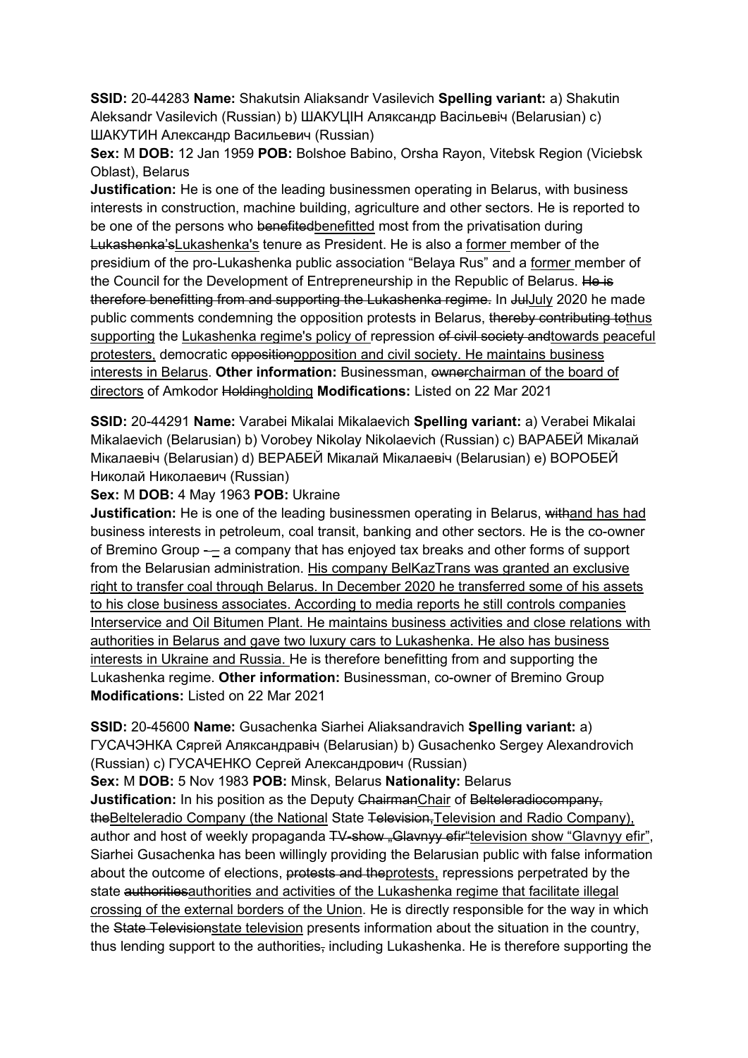**SSID:** 20-44283 **Name:** Shakutsin Aliaksandr Vasilevich **Spelling variant:** a) Shakutin Aleksandr Vasilevich (Russian) b) ШАКУЦІН Аляксандр Васільевіч (Belarusian) c) ШАКУТИН Александр Васильевич (Russian)
**Sex:** M **DOB:** 12 Jan 1959 **POB:** Bolshoe Babino, Orsha Rayon, Vitebsk Region (Viciebsk Oblast), Belarus
**Justification:** He is one of the leading businessmen operating in Belarus, with business interests in construction, machine building, agriculture and other sectors. He is reported to be one of the persons who ~~benefited~~<u>benefitted</u> most from the privatisation during ~~Lukashenka's~~<u>Lukashenka's</u> tenure as President. He is also a <u>former </u>member of the presidium of the pro-Lukashenka public association "Belaya Rus" and a <u>former </u>member of the Council for the Development of Entrepreneurship in the Republic of Belarus. ~~He is therefore benefitting from and supporting the Lukashenka regime.~~ In ~~Jul~~<u>July</u> 2020 he made public comments condemning the opposition protests in Belarus, ~~thereby contributing to~~<u>thus supporting</u> the <u>Lukashenka regime's policy of </u>repression ~~of civil society and~~<u>towards peaceful protesters,</u> democratic ~~opposition~~<u>opposition and civil society. He maintains business interests in Belarus</u>. **Other information:** Businessman, ~~owner~~<u>chairman of the board of directors</u> of Amkodor ~~Holding~~<u>holding</u> **Modifications:** Listed on 22 Mar 2021

**SSID:** 20-44291 **Name:** Varabei Mikalai Mikalaevich **Spelling variant:** a) Verabei Mikalai Mikalaevich (Belarusian) b) Vorobey Nikolay Nikolaevich (Russian) c) ВАРАБЕЙ Мікалай Мікалаевіч (Belarusian) d) ВЕРАБЕЙ Мікалай Мікалаевіч (Belarusian) e) ВОРОБЕЙ Николай Николаевич (Russian)
**Sex:** M **DOB:** 4 May 1963 **POB:** Ukraine
**Justification:** He is one of the leading businessmen operating in Belarus, ~~with~~<u>and has had</u> business interests in petroleum, coal transit, banking and other sectors. He is the co-owner of Bremino Group ~~-~~<u>–</u> a company that has enjoyed tax breaks and other forms of support from the Belarusian administration. <u>His company BelKazTrans was granted an exclusive right to transfer coal through Belarus. In December 2020 he transferred some of his assets to his close business associates. According to media reports he still controls companies Interservice and Oil Bitumen Plant. He maintains business activities and close relations with authorities in Belarus and gave two luxury cars to Lukashenka. He also has business interests in Ukraine and Russia. </u>He is therefore benefitting from and supporting the Lukashenka regime. **Other information:** Businessman, co-owner of Bremino Group **Modifications:** Listed on 22 Mar 2021

**SSID:** 20-45600 **Name:** Gusachenka Siarhei Aliaksandravich **Spelling variant:** a) ГУСАЧЭНКА Сяргей Аляксандравіч (Belarusian) b) Gusachenko Sergey Alexandrovich (Russian) c) ГУСАЧЕНКО Сергей Александрович (Russian)
**Sex:** M **DOB:** 5 Nov 1983 **POB:** Minsk, Belarus **Nationality:** Belarus
**Justification:** In his position as the Deputy ~~Chairman~~<u>Chair</u> of ~~Belteleradiocompany, the~~<u>Belteleradio Company (the National</u> State ~~Television,~~<u>Television and Radio Company),</u> author and host of weekly propaganda ~~TV-show „Glavnyy efir~~<u>television show "Glavnyy efir</u>", Siarhei Gusachenka has been willingly providing the Belarusian public with false information about the outcome of elections, ~~protests and the~~<u>protests,</u> repressions perpetrated by the state ~~authorities~~<u>authorities and activities of the Lukashenka regime that facilitate illegal crossing of the external borders of the Union</u>. He is directly responsible for the way in which the ~~State Television~~<u>state television</u> presents information about the situation in the country, thus lending support to the authorities~~,~~ including Lukashenka. He is therefore supporting the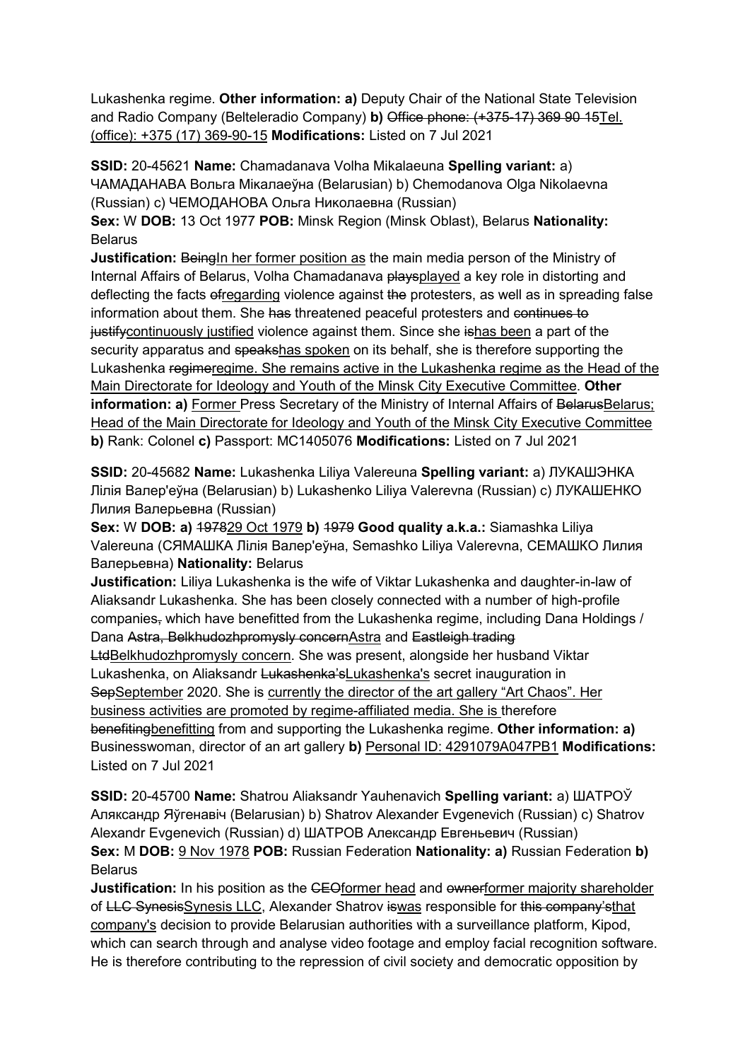Lukashenka regime. **Other information: a)** Deputy Chair of the National State Television and Radio Company (Belteleradio Company) **b)** ~~Office phone: (+375-17) 369 90 15~~<u>Tel. (office): +375 (17) 369-90-15</u> **Modifications:** Listed on 7 Jul 2021

**SSID:** 20-45621 **Name:** Chamadanava Volha Mikalaeuna **Spelling variant:** a) ЧАМАДАНАВА Вольга Мікалаеўна (Belarusian) b) Chemodanova Olga Nikolaevna (Russian) c) ЧЕМОДАНОВА Ольга Николаевна (Russian)
**Sex:** W **DOB:** 13 Oct 1977 **POB:** Minsk Region (Minsk Oblast), Belarus **Nationality:** Belarus
**Justification:** ~~Being~~<u>In her former position as</u> the main media person of the Ministry of Internal Affairs of Belarus, Volha Chamadanava ~~plays~~<u>played</u> a key role in distorting and deflecting the facts ~~of~~<u>regarding</u> violence against ~~the~~ protesters, as well as in spreading false information about them. She ~~has~~ threatened peaceful protesters and ~~continues to justify~~<u>continuously justified</u> violence against them. Since she ~~is~~<u>has been</u> a part of the security apparatus and ~~speaks~~<u>has spoken</u> on its behalf, she is therefore supporting the Lukashenka ~~regime~~<u>regime. She remains active in the Lukashenka regime as the Head of the Main Directorate for Ideology and Youth of the Minsk City Executive Committee</u>. **Other information: a)** <u>Former</u> Press Secretary of the Ministry of Internal Affairs of ~~Belarus~~<u>Belarus; Head of the Main Directorate for Ideology and Youth of the Minsk City Executive Committee</u> **b)** Rank: Colonel **c)** Passport: MC1405076 **Modifications:** Listed on 7 Jul 2021

**SSID:** 20-45682 **Name:** Lukashenka Liliya Valereuna **Spelling variant:** a) ЛУКАШЭНКА Лілія Валер'еўна (Belarusian) b) Lukashenko Liliya Valerevna (Russian) c) ЛУКАШЕНКО Лилия Валерьевна (Russian)
**Sex:** W **DOB: a)** ~~1978~~<u>29 Oct 1979</u> **b)** ~~1979~~ **Good quality a.k.a.:** Siamashka Liliya Valereuna (СЯМАШКА Лілія Валер'еўна, Semashko Liliya Valerevna, СЕМАШКО Лилия Валерьевна) **Nationality:** Belarus
**Justification:** Liliya Lukashenka is the wife of Viktar Lukashenka and daughter-in-law of Aliaksandr Lukashenka. She has been closely connected with a number of high-profile companies~~,~~ which have benefitted from the Lukashenka regime, including Dana Holdings / Dana ~~Astra, Belkhudozhpromysly concern~~<u>Astra</u> and ~~Eastleigh trading Ltd~~<u>Belkhudozhpromysly concern</u>. She was present, alongside her husband Viktar Lukashenka, on Aliaksandr ~~Lukashenka's~~<u>Lukashenka's</u> secret inauguration in ~~Sep~~<u>September</u> 2020. She is <u>currently the director of the art gallery "Art Chaos". Her business activities are promoted by regime-affiliated media. She is</u> therefore ~~benefiting~~<u>benefitting</u> from and supporting the Lukashenka regime. **Other information: a)** Businesswoman, director of an art gallery **b)** <u>Personal ID: 4291079A047PB1</u> **Modifications:** Listed on 7 Jul 2021

**SSID:** 20-45700 **Name:** Shatrou Aliaksandr Yauhenavich **Spelling variant:** a) ШАТРОЎ Аляксандр Яўгенавіч (Belarusian) b) Shatrov Alexander Evgenevich (Russian) c) Shatrov Alexandr Evgenevich (Russian) d) ШАТРОВ Александр Евгеньевич (Russian)
**Sex:** M **DOB:** <u>9 Nov 1978</u> **POB:** Russian Federation **Nationality: a)** Russian Federation **b)** Belarus
**Justification:** In his position as the ~~CEO~~<u>former head</u> and ~~owner~~<u>former majority shareholder</u> of ~~LLC Synesis~~<u>Synesis LLC</u>, Alexander Shatrov ~~is~~<u>was</u> responsible for ~~this company's~~<u>that company's</u> decision to provide Belarusian authorities with a surveillance platform, Kipod, which can search through and analyse video footage and employ facial recognition software. He is therefore contributing to the repression of civil society and democratic opposition by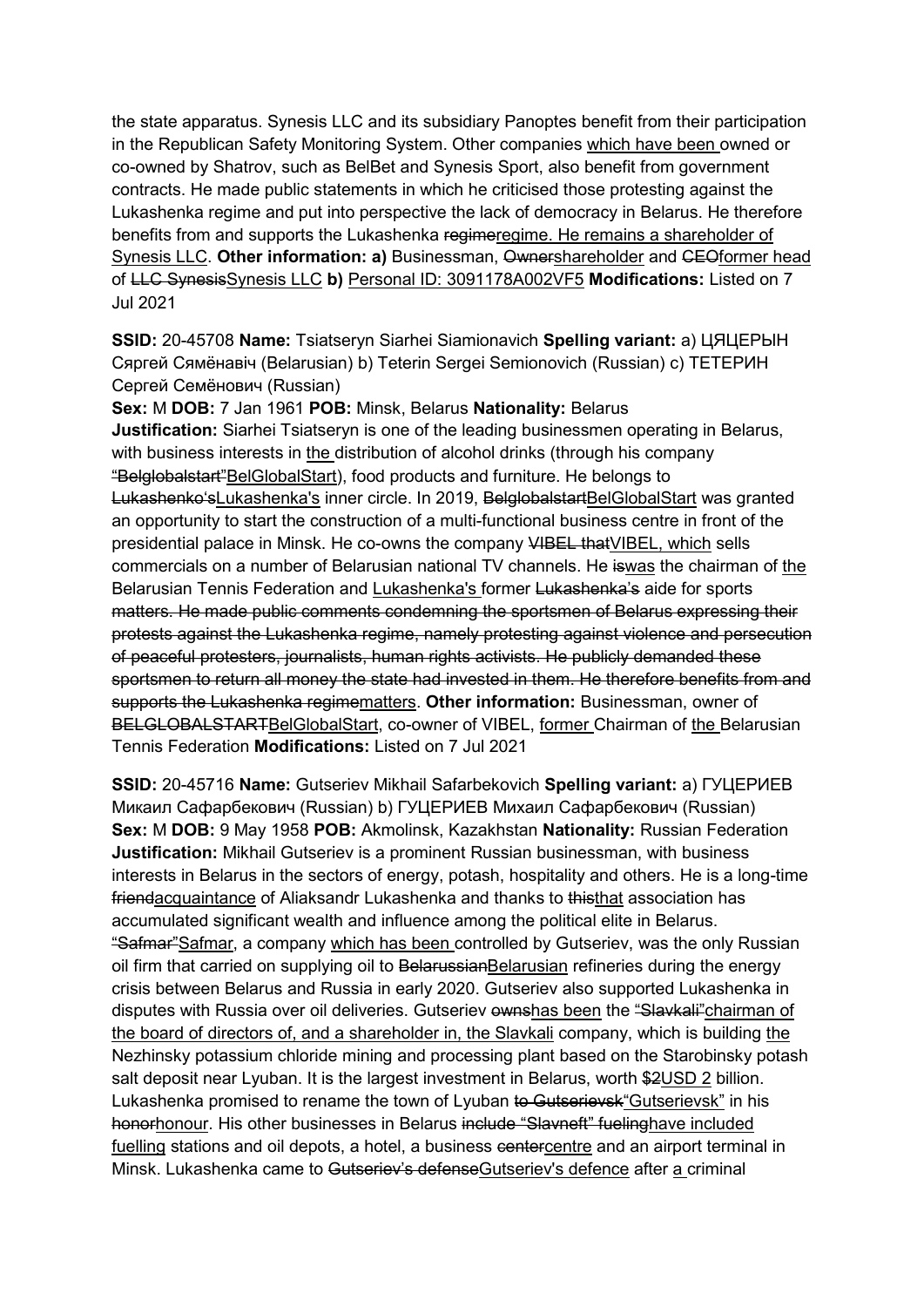the state apparatus. Synesis LLC and its subsidiary Panoptes benefit from their participation in the Republican Safety Monitoring System. Other companies <u>which have been</u> owned or co-owned by Shatrov, such as BelBet and Synesis Sport, also benefit from government contracts. He made public statements in which he criticised those protesting against the Lukashenka regime and put into perspective the lack of democracy in Belarus. He therefore benefits from and supports the Lukashenka ~~regime~~<u>regime. He remains a shareholder of Synesis LLC</u>. **Other information: a)** Businessman, ~~Owner~~<u>shareholder</u> and ~~CEO~~<u>former head</u> of ~~LLC Synesis~~<u>Synesis LLC</u> **b)** <u>Personal ID: 3091178A002VF5</u> **Modifications:** Listed on 7 Jul 2021

**SSID:** 20-45708 **Name:** Tsiatseryn Siarhei Siamionavich **Spelling variant:** a) ЦЯЦЕРЫН Сяргей Сямёнавіч (Belarusian) b) Teterin Sergei Semionovich (Russian) c) ТЕТЕРИН Сергей Семёнович (Russian)
**Sex:** M **DOB:** 7 Jan 1961 **POB:** Minsk, Belarus **Nationality:** Belarus
**Justification:** Siarhei Tsiatseryn is one of the leading businessmen operating in Belarus, with business interests in <u>the</u> distribution of alcohol drinks (through his company ~~"Belglobalstart"~~<u>BelGlobalStart</u>), food products and furniture. He belongs to ~~Lukashenko's~~<u>Lukashenka's</u> inner circle. In 2019, ~~Belglobalstart~~<u>BelGlobalStart</u> was granted an opportunity to start the construction of a multi-functional business centre in front of the presidential palace in Minsk. He co-owns the company ~~VIBEL that~~<u>VIBEL, which</u> sells commercials on a number of Belarusian national TV channels. He ~~is~~<u>was</u> the chairman of <u>the</u> Belarusian Tennis Federation and <u>Lukashenka's</u> former ~~Lukashenka's~~ aide for sports ~~matters. He made public comments condemning the sportsmen of Belarus expressing their protests against the Lukashenka regime, namely protesting against violence and persecution of peaceful protesters, journalists, human rights activists. He publicly demanded these sportsmen to return all money the state had invested in them. He therefore benefits from and supports the Lukashenka regime~~<u>matters</u>. **Other information:** Businessman, owner of ~~BELGLOBALSTART~~<u>BelGlobalStart</u>, co-owner of VIBEL, <u>former</u> Chairman of <u>the</u> Belarusian Tennis Federation **Modifications:** Listed on 7 Jul 2021

**SSID:** 20-45716 **Name:** Gutseriev Mikhail Safarbekovich **Spelling variant:** a) ГУЦЕРИЕВ Микаил Сафарбекович (Russian) b) ГУЦЕРИЕВ Михаил Сафарбекович (Russian)
**Sex:** M **DOB:** 9 May 1958 **POB:** Akmolinsk, Kazakhstan **Nationality:** Russian Federation
**Justification:** Mikhail Gutseriev is a prominent Russian businessman, with business interests in Belarus in the sectors of energy, potash, hospitality and others. He is a long-time ~~friend~~<u>acquaintance</u> of Aliaksandr Lukashenka and thanks to ~~this~~<u>that</u> association has accumulated significant wealth and influence among the political elite in Belarus. ~~"Safmar"~~<u>Safmar</u>, a company <u>which has been</u> controlled by Gutseriev, was the only Russian oil firm that carried on supplying oil to ~~Belarussian~~<u>Belarusian</u> refineries during the energy crisis between Belarus and Russia in early 2020. Gutseriev also supported Lukashenka in disputes with Russia over oil deliveries. Gutseriev ~~owns~~<u>has been</u> the ~~"Slavkali"~~<u>chairman of the board of directors of, and a shareholder in, the Slavkali</u> company, which is building <u>the</u> Nezhinsky potassium chloride mining and processing plant based on the Starobinsky potash salt deposit near Lyuban. It is the largest investment in Belarus, worth ~~$2~~<u>USD 2</u> billion. Lukashenka promised to rename the town of Lyuban ~~to Gutserievsk~~<u>"Gutserievsk"</u> in his ~~honor~~<u>honour</u>. His other businesses in Belarus ~~include "Slavneft" fueling~~<u>have included fuelling</u> stations and oil depots, a hotel, a business ~~center~~<u>centre</u> and an airport terminal in Minsk. Lukashenka came to ~~Gutseriev's defense~~<u>Gutseriev's defence</u> after <u>a</u> criminal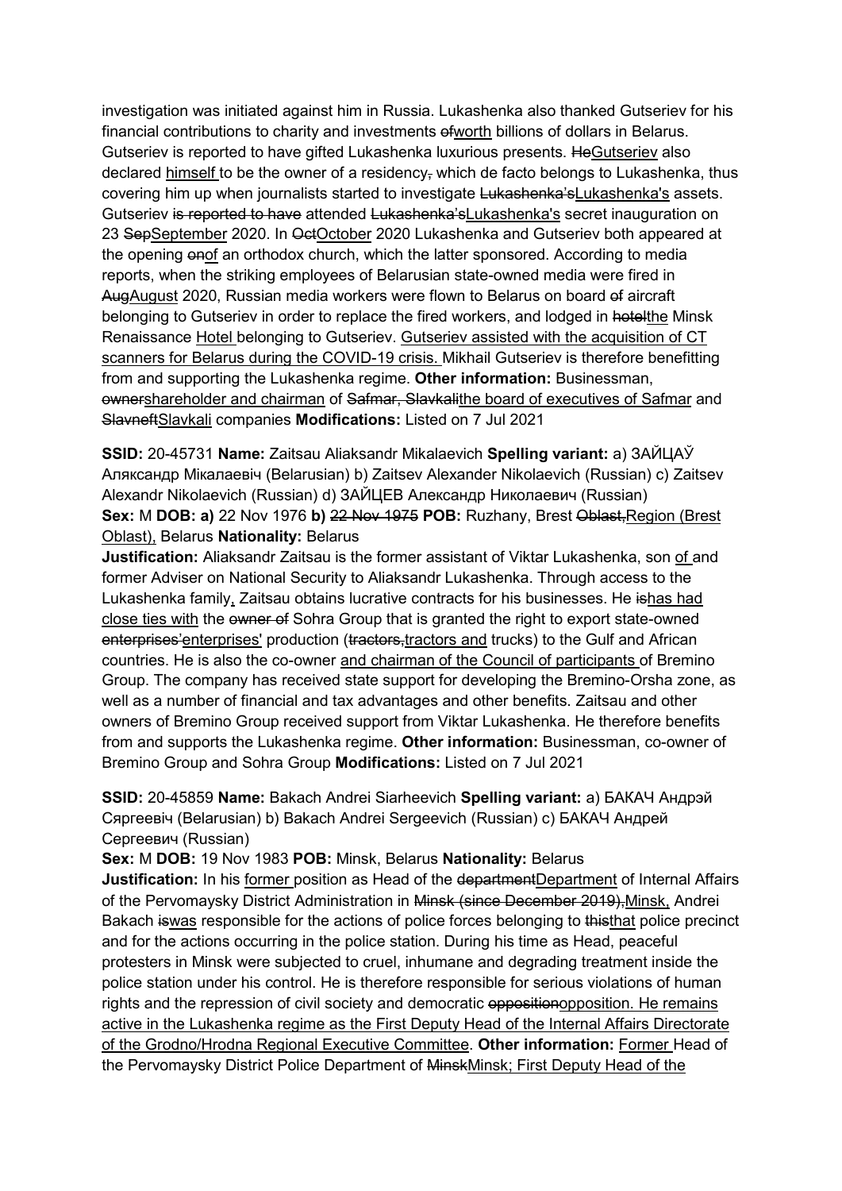investigation was initiated against him in Russia. Lukashenka also thanked Gutseriev for his financial contributions to charity and investments ~~of~~<u>worth</u> billions of dollars in Belarus. Gutseriev is reported to have gifted Lukashenka luxurious presents. ~~He~~<u>Gutseriev</u> also declared <u>himself</u> to be the owner of a residency~~,~~ which de facto belongs to Lukashenka, thus covering him up when journalists started to investigate ~~Lukashenka's~~<u>Lukashenka's</u> assets. Gutseriev ~~is reported to have~~ attended ~~Lukashenka's~~<u>Lukashenka's</u> secret inauguration on 23 ~~Sep~~<u>September</u> 2020. In ~~Oct~~<u>October</u> 2020 Lukashenka and Gutseriev both appeared at the opening ~~on~~<u>of</u> an orthodox church, which the latter sponsored. According to media reports, when the striking employees of Belarusian state-owned media were fired in ~~Aug~~<u>August</u> 2020, Russian media workers were flown to Belarus on board ~~of~~ aircraft belonging to Gutseriev in order to replace the fired workers, and lodged in ~~hotel~~<u>the</u> Minsk Renaissance <u>Hotel</u> belonging to Gutseriev. <u>Gutseriev assisted with the acquisition of CT scanners for Belarus during the COVID-19 crisis.</u> Mikhail Gutseriev is therefore benefitting from and supporting the Lukashenka regime. **Other information:** Businessman, ~~owner~~<u>shareholder and chairman</u> of ~~Safmar, Slavkali~~<u>the board of executives of Safmar</u> and ~~Slavneft~~<u>Slavkali</u> companies **Modifications:** Listed on 7 Jul 2021

**SSID:** 20-45731 **Name:** Zaitsau Aliaksandr Mikalaevich **Spelling variant:** a) ЗАЙЦАЎ Аляксандр Мікалаевіч (Belarusian) b) Zaitsev Alexander Nikolaevich (Russian) c) Zaitsev Alexandr Nikolaevich (Russian) d) ЗАЙЦЕВ Александр Николаевич (Russian)
**Sex:** M **DOB:** **a)** 22 Nov 1976 **b)** ~~22 Nov 1975~~ **POB:** Ruzhany, Brest ~~Oblast,~~<u>Region (Brest Oblast),</u> Belarus **Nationality:** Belarus
**Justification:** Aliaksandr Zaitsau is the former assistant of Viktar Lukashenka, son <u>of</u> and former Adviser on National Security to Aliaksandr Lukashenka. Through access to the Lukashenka family<u>,</u> Zaitsau obtains lucrative contracts for his businesses. He ~~is~~<u>has had close ties with</u> the ~~owner of~~ Sohra Group that is granted the right to export state-owned ~~enterprises'~~<u>enterprises'</u> production (~~tractors,~~<u>tractors and</u> trucks) to the Gulf and African countries. He is also the co-owner <u>and chairman of the Council of participants</u> of Bremino Group. The company has received state support for developing the Bremino-Orsha zone, as well as a number of financial and tax advantages and other benefits. Zaitsau and other owners of Bremino Group received support from Viktar Lukashenka. He therefore benefits from and supports the Lukashenka regime. **Other information:** Businessman, co-owner of Bremino Group and Sohra Group **Modifications:** Listed on 7 Jul 2021

**SSID:** 20-45859 **Name:** Bakach Andrei Siarheevich **Spelling variant:** a) БАКАЧ Андрэй Сяргеевіч (Belarusian) b) Bakach Andrei Sergeevich (Russian) c) БАКАЧ Андрей Сергеевич (Russian)
**Sex:** M **DOB:** 19 Nov 1983 **POB:** Minsk, Belarus **Nationality:** Belarus
**Justification:** In his <u>former</u> position as Head of the ~~department~~<u>Department</u> of Internal Affairs of the Pervomaysky District Administration in ~~Minsk (since December 2019),~~<u>Minsk,</u> Andrei Bakach ~~is~~<u>was</u> responsible for the actions of police forces belonging to ~~this~~<u>that</u> police precinct and for the actions occurring in the police station. During his time as Head, peaceful protesters in Minsk were subjected to cruel, inhumane and degrading treatment inside the police station under his control. He is therefore responsible for serious violations of human rights and the repression of civil society and democratic ~~opposition~~<u>opposition. He remains active in the Lukashenka regime as the First Deputy Head of the Internal Affairs Directorate of the Grodno/Hrodna Regional Executive Committee</u>. **Other information:** <u>Former</u> Head of the Pervomaysky District Police Department of ~~Minsk~~<u>Minsk; First Deputy Head of the</u>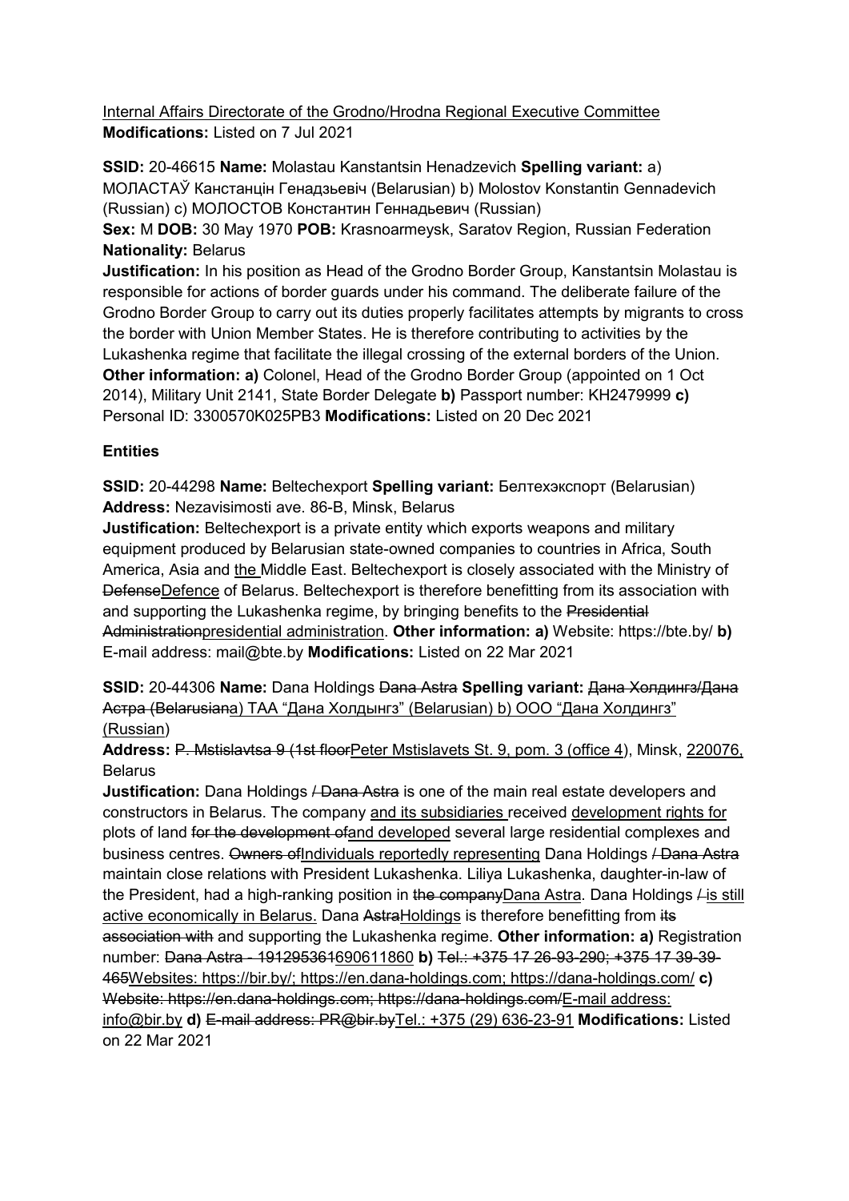<u>Internal Affairs Directorate of the Grodno/Hrodna Regional Executive Committee</u>
**Modifications:** Listed on 7 Jul 2021

**SSID:** 20-46615 **Name:** Molastau Kanstantsin Henadzevich **Spelling variant:** a) МОЛАСТАЎ Канстанцін Генадзьевіч (Belarusian) b) Molostov Konstantin Gennadevich (Russian) c) МОЛОСТОВ Константин Геннадьевич (Russian)
**Sex:** M **DOB:** 30 May 1970 **POB:** Krasnoarmeysk, Saratov Region, Russian Federation
**Nationality:** Belarus
**Justification:** In his position as Head of the Grodno Border Group, Kanstantsin Molastau is responsible for actions of border guards under his command. The deliberate failure of the Grodno Border Group to carry out its duties properly facilitates attempts by migrants to cross the border with Union Member States. He is therefore contributing to activities by the Lukashenka regime that facilitate the illegal crossing of the external borders of the Union. **Other information: a)** Colonel, Head of the Grodno Border Group (appointed on 1 Oct 2014), Military Unit 2141, State Border Delegate **b)** Passport number: KH2479999 **c)** Personal ID: 3300570K025PB3 **Modifications:** Listed on 20 Dec 2021

## Entities

**SSID:** 20-44298 **Name:** Beltechexport **Spelling variant:** Белтехэкспорт (Belarusian)
**Address:** Nezavisimosti ave. 86-B, Minsk, Belarus
**Justification:** Beltechexport is a private entity which exports weapons and military equipment produced by Belarusian state-owned companies to countries in Africa, South America, Asia and <u>the </u>Middle East. Beltechexport is closely associated with the Ministry of ~~Defense~~<u>Defence</u> of Belarus. Beltechexport is therefore benefitting from its association with and supporting the Lukashenka regime, by bringing benefits to the ~~Presidential Administration~~<u>presidential administration</u>. **Other information: a)** Website: https://bte.by/ **b)** E-mail address: mail@bte.by **Modifications:** Listed on 22 Mar 2021

**SSID:** 20-44306 **Name:** Dana Holdings ~~Dana Astra~~ **Spelling variant:** ~~Дана Холдингз/Дана Астра (Belarusian~~<u>a) ТАА “Дана Холдынгз” (Belarusian) b) ООО “Дана Холдингз” (Russian</u>)
**Address:** ~~P. Mstislavtsa 9 (1st floor~~<u>Peter Mstislavets St. 9, pom. 3 (office 4</u>), Minsk, <u>220076,</u> Belarus
**Justification:** Dana Holdings ~~/ Dana Astra~~ is one of the main real estate developers and constructors in Belarus. The company <u>and its subsidiaries </u>received <u>development rights for</u> plots of land ~~for the development of~~<u>and developed</u> several large residential complexes and business centres. ~~Owners of~~<u>Individuals reportedly representing</u> Dana Holdings ~~/ Dana Astra~~ maintain close relations with President Lukashenka. Liliya Lukashenka, daughter-in-law of the President, had a high-ranking position in ~~the company~~<u>Dana Astra</u>. Dana Holdings ~~/~~<u>is still active economically in Belarus.</u> Dana ~~Astra~~<u>Holdings</u> is therefore benefitting from ~~its association with~~ and supporting the Lukashenka regime. **Other information: a)** Registration number: ~~Dana Astra - 191295361~~<u>690611860</u> **b)** ~~Tel.: +375 17 26-93-290; +375 17 39-39-465~~<u>Websites: https://bir.by/; https://en.dana-holdings.com; https://dana-holdings.com/</u> **c)** ~~Website: https://en.dana-holdings.com; https://dana-holdings.com/~~<u>E-mail address: info@bir.by</u> **d)** ~~E-mail address: PR@bir.by~~<u>Tel.: +375 (29) 636-23-91</u> **Modifications:** Listed on 22 Mar 2021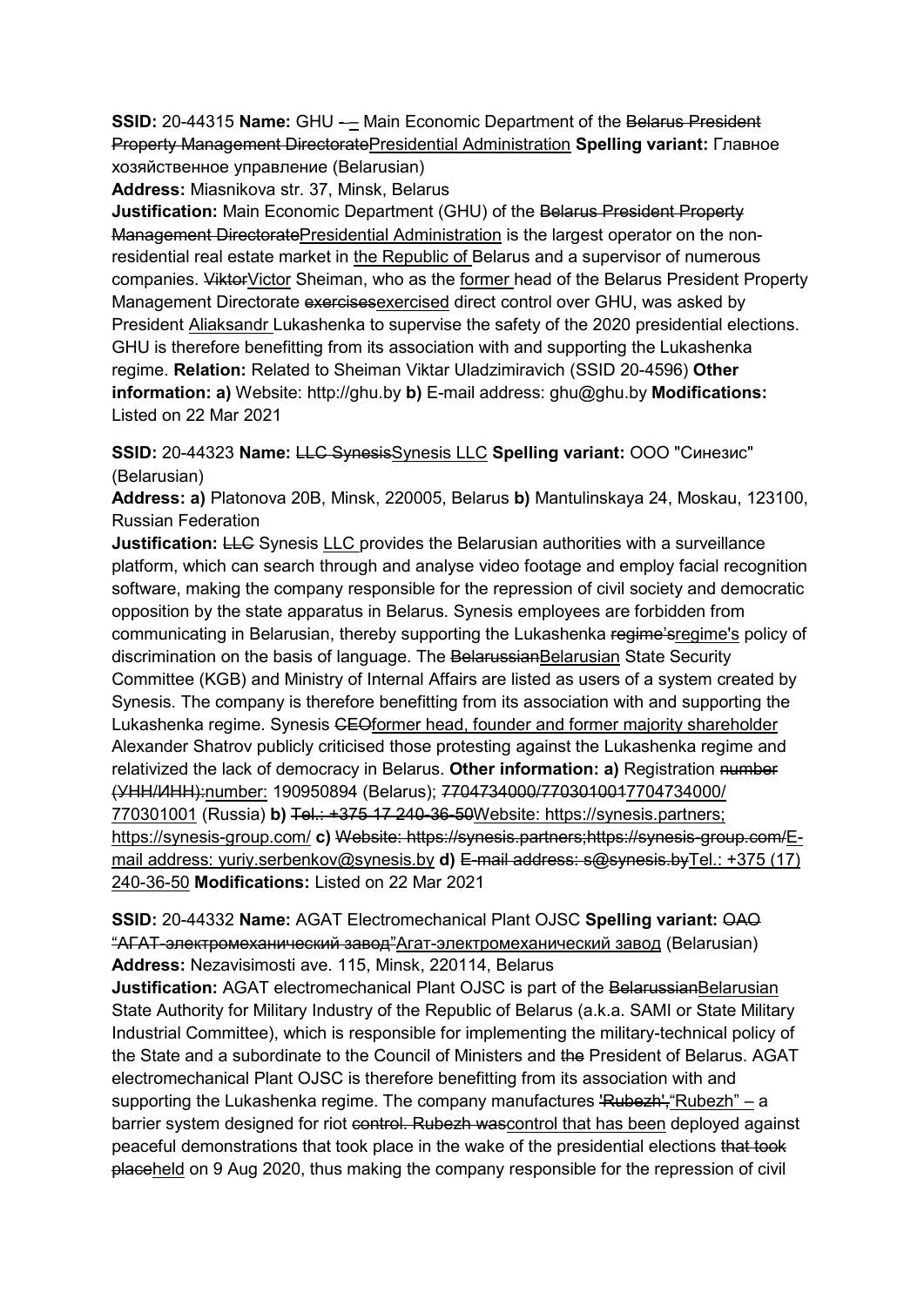**SSID:** 20-44315 **Name:** GHU ~~-~~<u>–</u> Main Economic Department of the ~~Belarus President Property Management Directorate~~<u>Presidential Administration</u> **Spelling variant:** Главное хозяйственное управление (Belarusian)
**Address:** Miasnikova str. 37, Minsk, Belarus
**Justification:** Main Economic Department (GHU) of the ~~Belarus President Property Management Directorate~~<u>Presidential Administration</u> is the largest operator on the non-residential real estate market in <u>the Republic of </u>Belarus and a supervisor of numerous companies. ~~Viktor~~<u>Victor</u> Sheiman, who as the <u>former </u>head of the Belarus President Property Management Directorate ~~exercises~~<u>exercised</u> direct control over GHU, was asked by President <u>Aliaksandr </u>Lukashenka to supervise the safety of the 2020 presidential elections. GHU is therefore benefitting from its association with and supporting the Lukashenka regime. **Relation:** Related to Sheiman Viktar Uladzimiravich (SSID 20-4596) **Other information: a)** Website: http://ghu.by **b)** E-mail address: ghu@ghu.by **Modifications:** Listed on 22 Mar 2021

**SSID:** 20-44323 **Name:** ~~LLC Synesis~~<u>Synesis LLC</u> **Spelling variant:** ООО "Синезис" (Belarusian)
**Address: a)** Platonova 20B, Minsk, 220005, Belarus **b)** Mantulinskaya 24, Moskau, 123100, Russian Federation
**Justification:** ~~LLC~~ Synesis <u>LLC </u>provides the Belarusian authorities with a surveillance platform, which can search through and analyse video footage and employ facial recognition software, making the company responsible for the repression of civil society and democratic opposition by the state apparatus in Belarus. Synesis employees are forbidden from communicating in Belarusian, thereby supporting the Lukashenka ~~regime’s~~<u>regime's</u> policy of discrimination on the basis of language. The ~~Belarussian~~<u>Belarusian</u> State Security Committee (KGB) and Ministry of Internal Affairs are listed as users of a system created by Synesis. The company is therefore benefitting from its association with and supporting the Lukashenka regime. Synesis ~~CEO~~<u>former head, founder and former majority shareholder</u> Alexander Shatrov publicly criticised those protesting against the Lukashenka regime and relativized the lack of democracy in Belarus. **Other information: a)** Registration ~~number (УНН/ИНН):~~<u>number:</u> 190950894 (Belarus); ~~7704734000/770301001~~<u>7704734000/ 770301001</u> (Russia) **b)** ~~Tel.: +375 17 240-36-50~~<u>Website: https://synesis.partners; https://synesis-group.com/</u> **c)** ~~Website: https://synesis.partners;https://synesis-group.com/~~<u>E-mail address: yuriy.serbenkov@synesis.by</u> **d)** ~~E-mail address: s@synesis.by~~<u>Tel.: +375 (17) 240-36-50</u> **Modifications:** Listed on 22 Mar 2021

**SSID:** 20-44332 **Name:** AGAT Electromechanical Plant OJSC **Spelling variant:** ~~ОАО “АГАТ-электромеханический завод~~<u>”Агат-электромеханический завод</u> (Belarusian)
**Address:** Nezavisimosti ave. 115, Minsk, 220114, Belarus
**Justification:** AGAT electromechanical Plant OJSC is part of the ~~Belarussian~~<u>Belarusian</u> State Authority for Military Industry of the Republic of Belarus (a.k.a. SAMI or State Military Industrial Committee), which is responsible for implementing the military-technical policy of the State and a subordinate to the Council of Ministers and ~~the~~ President of Belarus. AGAT electromechanical Plant OJSC is therefore benefitting from its association with and supporting the Lukashenka regime. The company manufactures ~~'Rubezh',~~<u>“Rubezh” –</u> a barrier system designed for riot ~~control. Rubezh was~~<u>control that has been</u> deployed against peaceful demonstrations that took place in the wake of the presidential elections ~~that took place~~<u>held</u> on 9 Aug 2020, thus making the company responsible for the repression of civil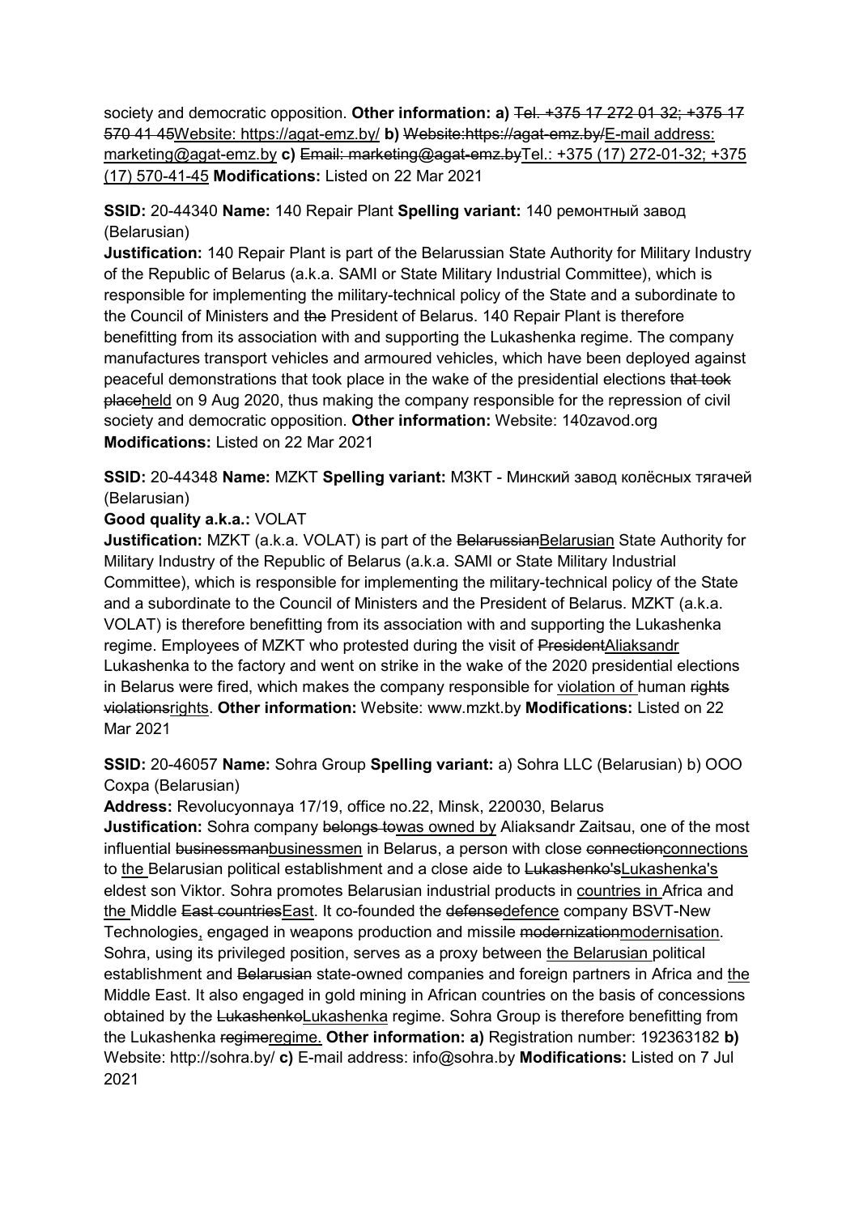society and democratic opposition. **Other information: a)** ~~Tel. +375 17 272 01 32; +375 17 570 41 45~~<u>Website: https://agat-emz.by/</u> **b)** ~~Website:https://agat-emz.by/~~<u>E-mail address: marketing@agat-emz.by</u> **c)** ~~Email: marketing@agat-emz.by~~<u>Tel.: +375 (17) 272-01-32; +375 (17) 570-41-45</u> **Modifications:** Listed on 22 Mar 2021

**SSID:** 20-44340 **Name:** 140 Repair Plant **Spelling variant:** 140 ремонтный завод (Belarusian)
**Justification:** 140 Repair Plant is part of the Belarussian State Authority for Military Industry of the Republic of Belarus (a.k.a. SAMI or State Military Industrial Committee), which is responsible for implementing the military-technical policy of the State and a subordinate to the Council of Ministers and ~~the~~ President of Belarus. 140 Repair Plant is therefore benefitting from its association with and supporting the Lukashenka regime. The company manufactures transport vehicles and armoured vehicles, which have been deployed against peaceful demonstrations that took place in the wake of the presidential elections ~~that took place~~<u>held</u> on 9 Aug 2020, thus making the company responsible for the repression of civil society and democratic opposition. **Other information:** Website: 140zavod.org **Modifications:** Listed on 22 Mar 2021

**SSID:** 20-44348 **Name:** MZKT **Spelling variant:** МЗКТ - Минский завод колёсных тягачей (Belarusian)
**Good quality a.k.a.:** VOLAT
**Justification:** MZKT (a.k.a. VOLAT) is part of the ~~Belarussian~~<u>Belarusian</u> State Authority for Military Industry of the Republic of Belarus (a.k.a. SAMI or State Military Industrial Committee), which is responsible for implementing the military-technical policy of the State and a subordinate to the Council of Ministers and the President of Belarus. MZKT (a.k.a. VOLAT) is therefore benefitting from its association with and supporting the Lukashenka regime. Employees of MZKT who protested during the visit of ~~President~~<u>Aliaksandr</u> Lukashenka to the factory and went on strike in the wake of the 2020 presidential elections in Belarus were fired, which makes the company responsible for <u>violation of</u> human ~~rights violations~~<u>rights</u>. **Other information:** Website: www.mzkt.by **Modifications:** Listed on 22 Mar 2021

**SSID:** 20-46057 **Name:** Sohra Group **Spelling variant:** a) Sohra LLC (Belarusian) b) OOO Сохра (Belarusian)
**Address:** Revolucyonnaya 17/19, office no.22, Minsk, 220030, Belarus
**Justification:** Sohra company ~~belongs to~~<u>was owned by</u> Aliaksandr Zaitsau, one of the most influential ~~businessman~~<u>businessmen</u> in Belarus, a person with close ~~connection~~<u>connections</u> to <u>the</u> Belarusian political establishment and a close aide to ~~Lukashenko's~~<u>Lukashenka's</u> eldest son Viktor. Sohra promotes Belarusian industrial products in <u>countries in</u> Africa and <u>the</u> Middle ~~East countries~~<u>East</u>. It co-founded the ~~defense~~<u>defence</u> company BSVT-New Technologies<u>,</u> engaged in weapons production and missile ~~modernization~~<u>modernisation</u>. Sohra, using its privileged position, serves as a proxy between <u>the Belarusian</u> political establishment and ~~Belarusian~~ state-owned companies and foreign partners in Africa and <u>the</u> Middle East. It also engaged in gold mining in African countries on the basis of concessions obtained by the ~~Lukashenko~~<u>Lukashenka</u> regime. Sohra Group is therefore benefitting from the Lukashenka ~~regime~~<u>regime.</u> **Other information: a)** Registration number: 192363182 **b)** Website: http://sohra.by/ **c)** E-mail address: info@sohra.by **Modifications:** Listed on 7 Jul 2021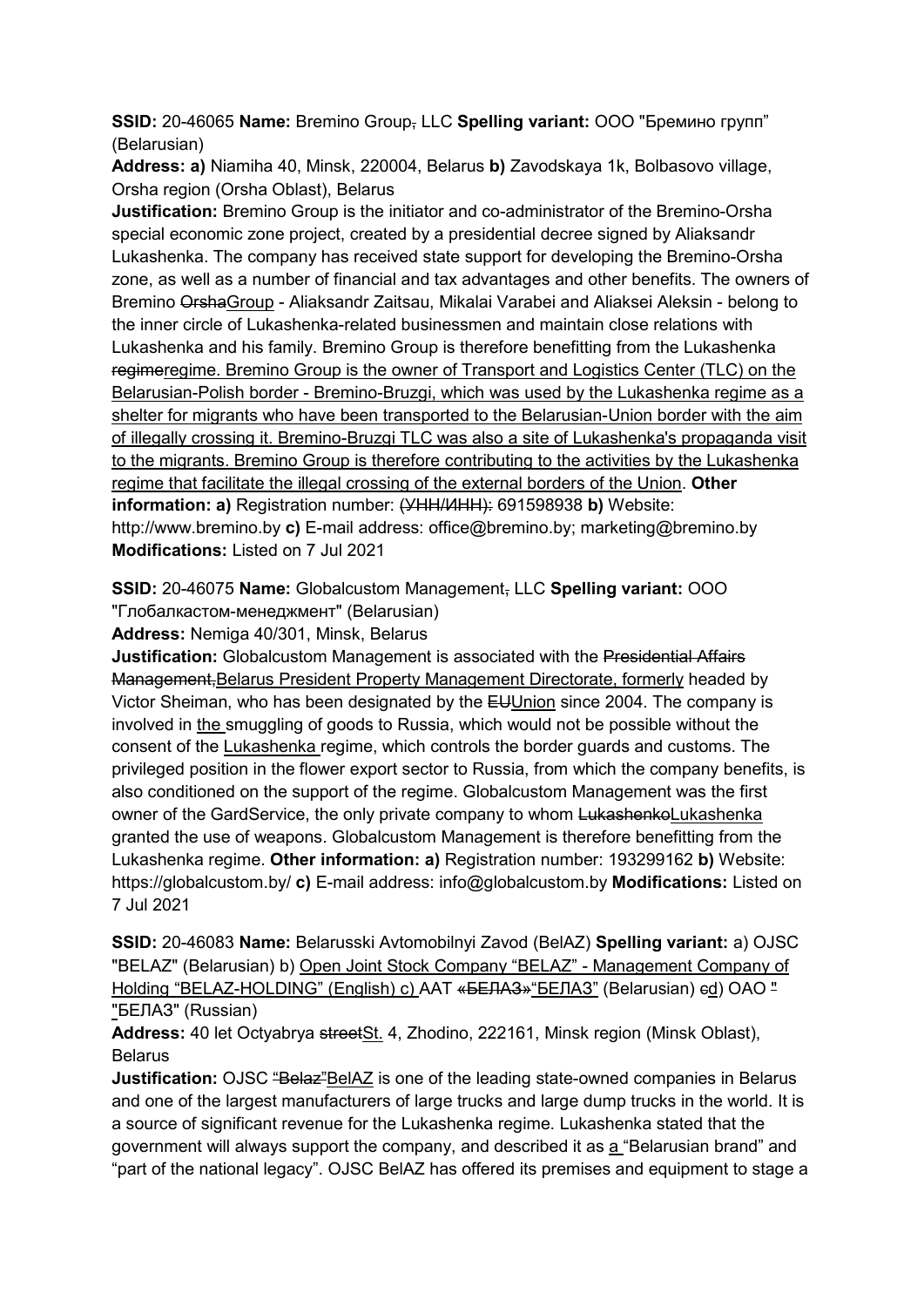**SSID:** 20-46065 **Name:** Bremino Group~~,~~ LLC **Spelling variant:** ООО "Бремино групп" (Belarusian)
**Address: a)** Niamiha 40, Minsk, 220004, Belarus **b)** Zavodskaya 1k, Bolbasovo village, Orsha region (Orsha Oblast), Belarus
**Justification:** Bremino Group is the initiator and co-administrator of the Bremino-Orsha special economic zone project, created by a presidential decree signed by Aliaksandr Lukashenka. The company has received state support for developing the Bremino-Orsha zone, as well as a number of financial and tax advantages and other benefits. The owners of Bremino ~~Orsha~~<u>Group</u> - Aliaksandr Zaitsau, Mikalai Varabei and Aliaksei Aleksin - belong to the inner circle of Lukashenka-related businessmen and maintain close relations with Lukashenka and his family. Bremino Group is therefore benefitting from the Lukashenka ~~regime~~<u>regime. Bremino Group is the owner of Transport and Logistics Center (TLC) on the Belarusian-Polish border - Bremino-Bruzgi, which was used by the Lukashenka regime as a shelter for migrants who have been transported to the Belarusian-Union border with the aim of illegally crossing it. Bremino-Bruzgi TLC was also a site of Lukashenka's propaganda visit to the migrants. Bremino Group is therefore contributing to the activities by the Lukashenka regime that facilitate the illegal crossing of the external borders of the Union</u>. **Other information: a)** Registration number: ~~(УНН/ИНН):~~ 691598938 **b)** Website: http://www.bremino.by **c)** E-mail address: office@bremino.by; marketing@bremino.by
**Modifications:** Listed on 7 Jul 2021

**SSID:** 20-46075 **Name:** Globalcustom Management~~,~~ LLC **Spelling variant:** ООО "Глобалкастом-менеджмент" (Belarusian)
**Address:** Nemiga 40/301, Minsk, Belarus
**Justification:** Globalcustom Management is associated with the ~~Presidential Affairs Management,~~<u>Belarus President Property Management Directorate, formerly</u> headed by Victor Sheiman, who has been designated by the ~~EU~~<u>Union</u> since 2004. The company is involved in <u>the</u> smuggling of goods to Russia, which would not be possible without the consent of the <u>Lukashenka</u> regime, which controls the border guards and customs. The privileged position in the flower export sector to Russia, from which the company benefits, is also conditioned on the support of the regime. Globalcustom Management was the first owner of the GardService, the only private company to whom ~~Lukashenko~~<u>Lukashenka</u> granted the use of weapons. Globalcustom Management is therefore benefitting from the Lukashenka regime. **Other information: a)** Registration number: 193299162 **b)** Website: https://globalcustom.by/ **c)** E-mail address: info@globalcustom.by **Modifications:** Listed on 7 Jul 2021

**SSID:** 20-46083 **Name:** Belarusski Avtomobilnyi Zavod (BelAZ) **Spelling variant:** a) OJSC "BELAZ" (Belarusian) b) <u>Open Joint Stock Company "BELAZ" - Management Company of Holding "BELAZ-HOLDING" (English) c)</u> ААТ ~~«БЕЛАЗ»~~<u>"БЕЛАЗ"</u> (Belarusian) ~~c~~<u>d</u>) ОАО <u>"</u> "БЕЛАЗ" (Russian)
**Address:** 40 let Octyabrya ~~street~~<u>St.</u> 4, Zhodino, 222161, Minsk region (Minsk Oblast), Belarus
**Justification:** OJSC ~~"Belaz"~~<u>BelAZ</u> is one of the leading state-owned companies in Belarus and one of the largest manufacturers of large trucks and large dump trucks in the world. It is a source of significant revenue for the Lukashenka regime. Lukashenka stated that the government will always support the company, and described it as <u>a</u> "Belarusian brand" and "part of the national legacy". OJSC BelAZ has offered its premises and equipment to stage a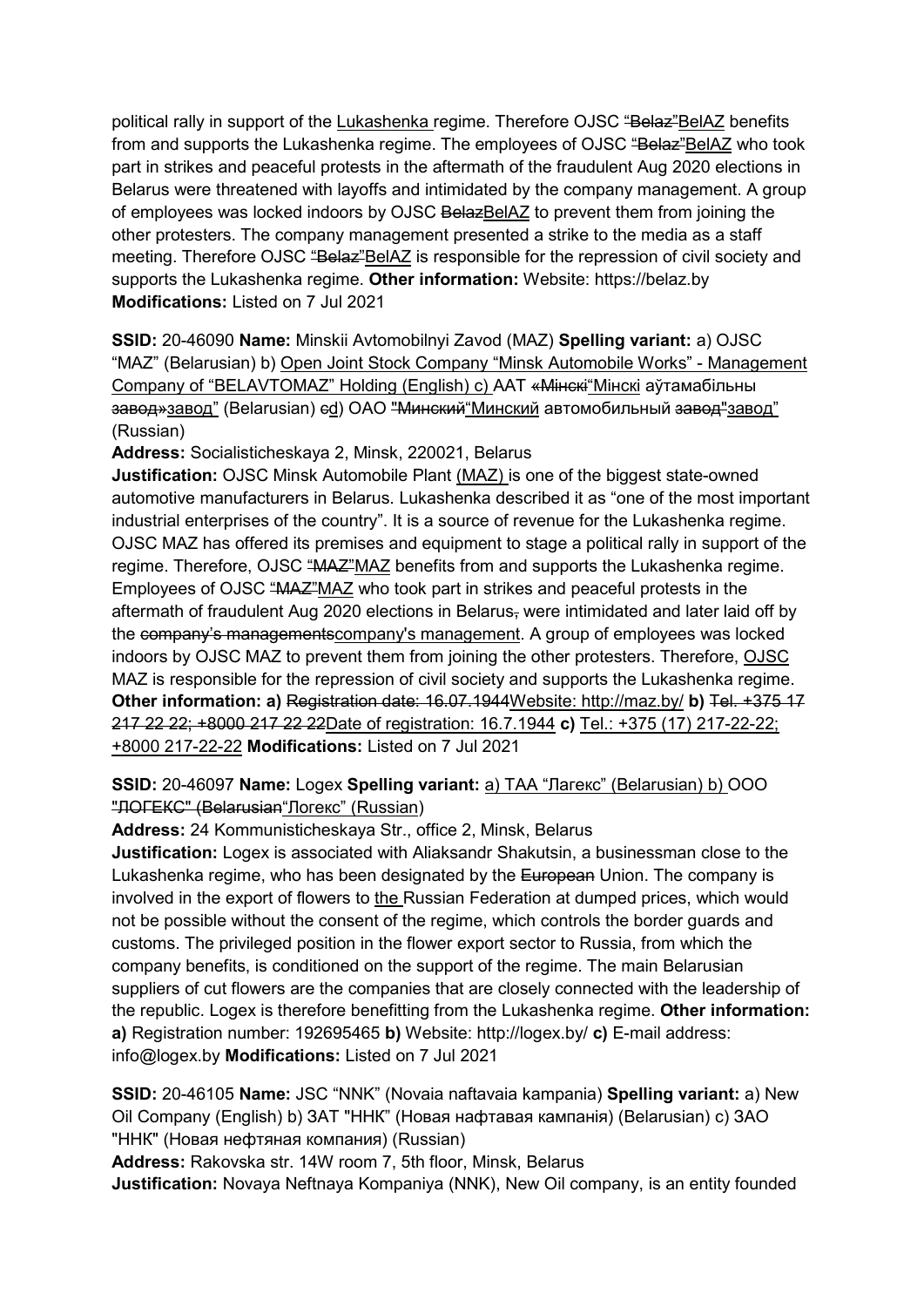political rally in support of the Lukashenka regime. Therefore OJSC ~~"Belaz"~~BelAZ benefits from and supports the Lukashenka regime. The employees of OJSC ~~"Belaz"~~BelAZ who took part in strikes and peaceful protests in the aftermath of the fraudulent Aug 2020 elections in Belarus were threatened with layoffs and intimidated by the company management. A group of employees was locked indoors by OJSC ~~Belaz~~BelAZ to prevent them from joining the other protesters. The company management presented a strike to the media as a staff meeting. Therefore OJSC ~~"Belaz"~~BelAZ is responsible for the repression of civil society and supports the Lukashenka regime. **Other information:** Website: https://belaz.by **Modifications:** Listed on 7 Jul 2021

**SSID:** 20-46090 **Name:** Minskii Avtomobilnyi Zavod (MAZ) **Spelling variant:** a) OJSC "MAZ" (Belarusian) b) Open Joint Stock Company "Minsk Automobile Works" - Management Company of "BELAVTOMAZ" Holding (English) c) AAT ~~«Мінскі~~"Мінскі аўтамабільны ~~завод»~~завод" (Belarusian) ~~c~~d) ОАО ~~"Минский~~"Минский автомобильный ~~завод"~~завод" (Russian)

**Address:** Socialisticheskaya 2, Minsk, 220021, Belarus

**Justification:** OJSC Minsk Automobile Plant (MAZ) is one of the biggest state-owned automotive manufacturers in Belarus. Lukashenka described it as "one of the most important industrial enterprises of the country". It is a source of revenue for the Lukashenka regime. OJSC MAZ has offered its premises and equipment to stage a political rally in support of the regime. Therefore, OJSC ~~"MAZ"~~MAZ benefits from and supports the Lukashenka regime. Employees of OJSC ~~"MAZ"~~MAZ who took part in strikes and peaceful protests in the aftermath of fraudulent Aug 2020 elections in Belarus~~,~~ were intimidated and later laid off by the ~~company's managements~~company's management. A group of employees was locked indoors by OJSC MAZ to prevent them from joining the other protesters. Therefore, OJSC MAZ is responsible for the repression of civil society and supports the Lukashenka regime. **Other information: a)** ~~Registration date: 16.07.1944~~Website: http://maz.by/ **b)** ~~Tel. +375 17 217 22 22; +8000 217 22 22~~Date of registration: 16.7.1944 **c)** Tel.: +375 (17) 217-22-22; +8000 217-22-22 **Modifications:** Listed on 7 Jul 2021

**SSID:** 20-46097 **Name:** Logex **Spelling variant:** a) ТАА "Лагекс" (Belarusian) b) ООО ~~"ЛОГЕКС" (Belarusian~~"Логекс" (Russian)

**Address:** 24 Kommunisticheskaya Str., office 2, Minsk, Belarus

**Justification:** Logex is associated with Aliaksandr Shakutsin, a businessman close to the Lukashenka regime, who has been designated by the ~~European~~ Union. The company is involved in the export of flowers to the Russian Federation at dumped prices, which would not be possible without the consent of the regime, which controls the border guards and customs. The privileged position in the flower export sector to Russia, from which the company benefits, is conditioned on the support of the regime. The main Belarusian suppliers of cut flowers are the companies that are closely connected with the leadership of the republic. Logex is therefore benefitting from the Lukashenka regime. **Other information: a)** Registration number: 192695465 **b)** Website: http://logex.by/ **c)** E-mail address: info@logex.by **Modifications:** Listed on 7 Jul 2021

**SSID:** 20-46105 **Name:** JSC "NNK" (Novaia naftavaia kampania) **Spelling variant:** a) New Oil Company (English) b) ЗАТ "ННК" (Новая нафтавая кампанія) (Belarusian) c) ЗАО "ННК" (Новая нефтяная компания) (Russian)

**Address:** Rakovska str. 14W room 7, 5th floor, Minsk, Belarus

**Justification:** Novaya Neftnaya Kompaniya (NNK), New Oil company, is an entity founded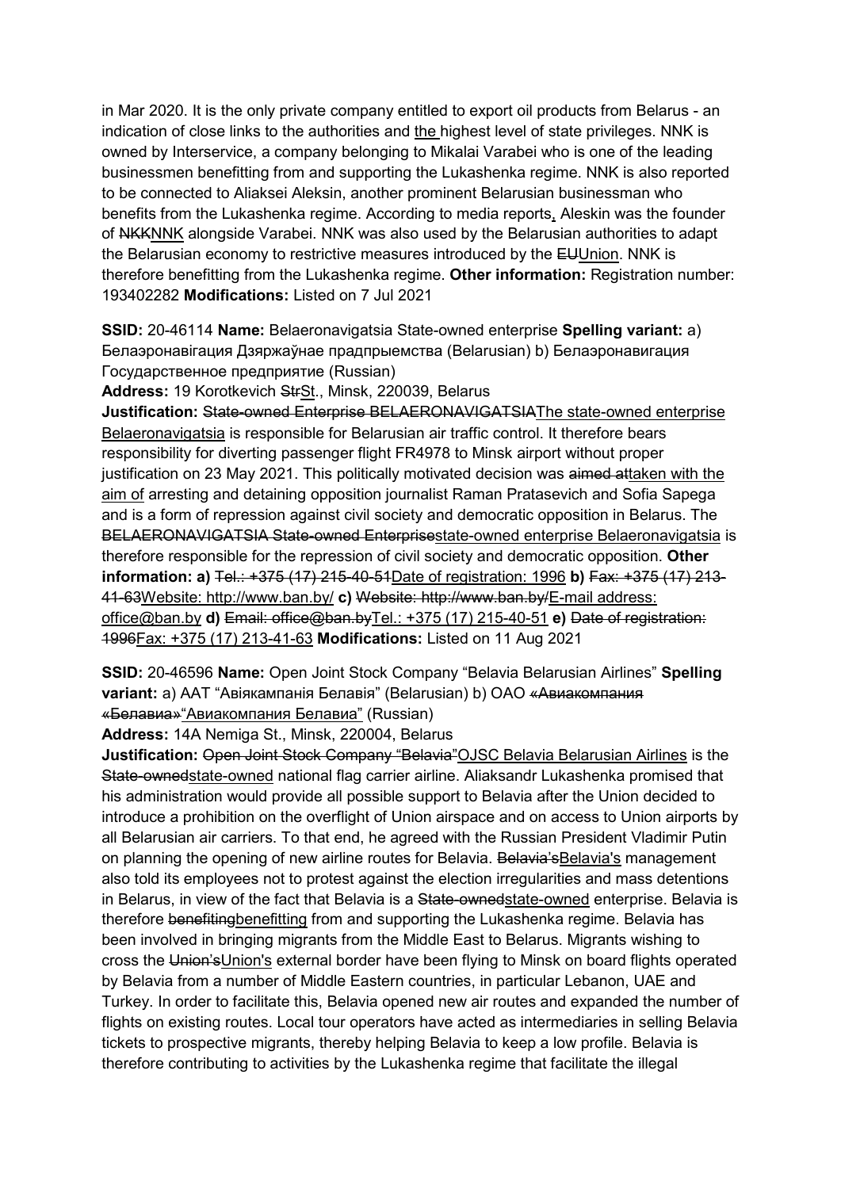in Mar 2020. It is the only private company entitled to export oil products from Belarus - an indication of close links to the authorities and the highest level of state privileges. NNK is owned by Interservice, a company belonging to Mikalai Varabei who is one of the leading businessmen benefitting from and supporting the Lukashenka regime. NNK is also reported to be connected to Aliaksei Aleksin, another prominent Belarusian businessman who benefits from the Lukashenka regime. According to media reports, Aleskin was the founder of ~~NKK~~NNK alongside Varabei. NNK was also used by the Belarusian authorities to adapt the Belarusian economy to restrictive measures introduced by the ~~EU~~Union. NNK is therefore benefitting from the Lukashenka regime. **Other information:** Registration number: 193402282 **Modifications:** Listed on 7 Jul 2021

**SSID:** 20-46114 **Name:** Belaeronavigatsia State-owned enterprise **Spelling variant:** a) Белаэронавігацыя Дзяржаўнае прадпрыемства (Belarusian) b) Белаэронавигация Государственное предприятие (Russian)

**Address:** 19 Korotkevich ~~Str~~St., Minsk, 220039, Belarus

**Justification:** ~~State-owned Enterprise BELAERONAVIGATSIA~~The state-owned enterprise Belaeronavigatsia is responsible for Belarusian air traffic control. It therefore bears responsibility for diverting passenger flight FR4978 to Minsk airport without proper justification on 23 May 2021. This politically motivated decision was ~~aimed at~~taken with the aim of arresting and detaining opposition journalist Raman Pratasevich and Sofia Sapega and is a form of repression against civil society and democratic opposition in Belarus. The ~~BELAERONAVIGATSIA State-owned Enterprise~~state-owned enterprise Belaeronavigatsia is therefore responsible for the repression of civil society and democratic opposition. **Other information: a)** ~~Tel.: +375 (17) 215-40-51~~Date of registration: 1996 **b)** ~~Fax: +375 (17) 213-41-63~~Website: http://www.ban.by/ **c)** ~~Website: http://www.ban.by/~~E-mail address: office@ban.by **d)** ~~Email: office@ban.by~~Tel.: +375 (17) 215-40-51 **e)** ~~Date of registration: 1996~~Fax: +375 (17) 213-41-63 **Modifications:** Listed on 11 Aug 2021

**SSID:** 20-46596 **Name:** Open Joint Stock Company "Belavia Belarusian Airlines" **Spelling variant:** a) ААТ "Авіякампанія Белавія" (Belarusian) b) ОАО ~~«Авиакомпания «Белавиа»~~"Авиакомпания Белавиа" (Russian)

**Address:** 14A Nemiga St., Minsk, 220004, Belarus

**Justification:** ~~Open Joint Stock Company "Belavia"~~OJSC Belavia Belarusian Airlines is the ~~State-owned~~state-owned national flag carrier airline. Aliaksandr Lukashenka promised that his administration would provide all possible support to Belavia after the Union decided to introduce a prohibition on the overflight of Union airspace and on access to Union airports by all Belarusian air carriers. To that end, he agreed with the Russian President Vladimir Putin on planning the opening of new airline routes for Belavia. ~~Belavia's~~Belavia's management also told its employees not to protest against the election irregularities and mass detentions in Belarus, in view of the fact that Belavia is a ~~State-owned~~state-owned enterprise. Belavia is therefore ~~benefiting~~benefitting from and supporting the Lukashenka regime. Belavia has been involved in bringing migrants from the Middle East to Belarus. Migrants wishing to cross the ~~Union's~~Union's external border have been flying to Minsk on board flights operated by Belavia from a number of Middle Eastern countries, in particular Lebanon, UAE and Turkey. In order to facilitate this, Belavia opened new air routes and expanded the number of flights on existing routes. Local tour operators have acted as intermediaries in selling Belavia tickets to prospective migrants, thereby helping Belavia to keep a low profile. Belavia is therefore contributing to activities by the Lukashenka regime that facilitate the illegal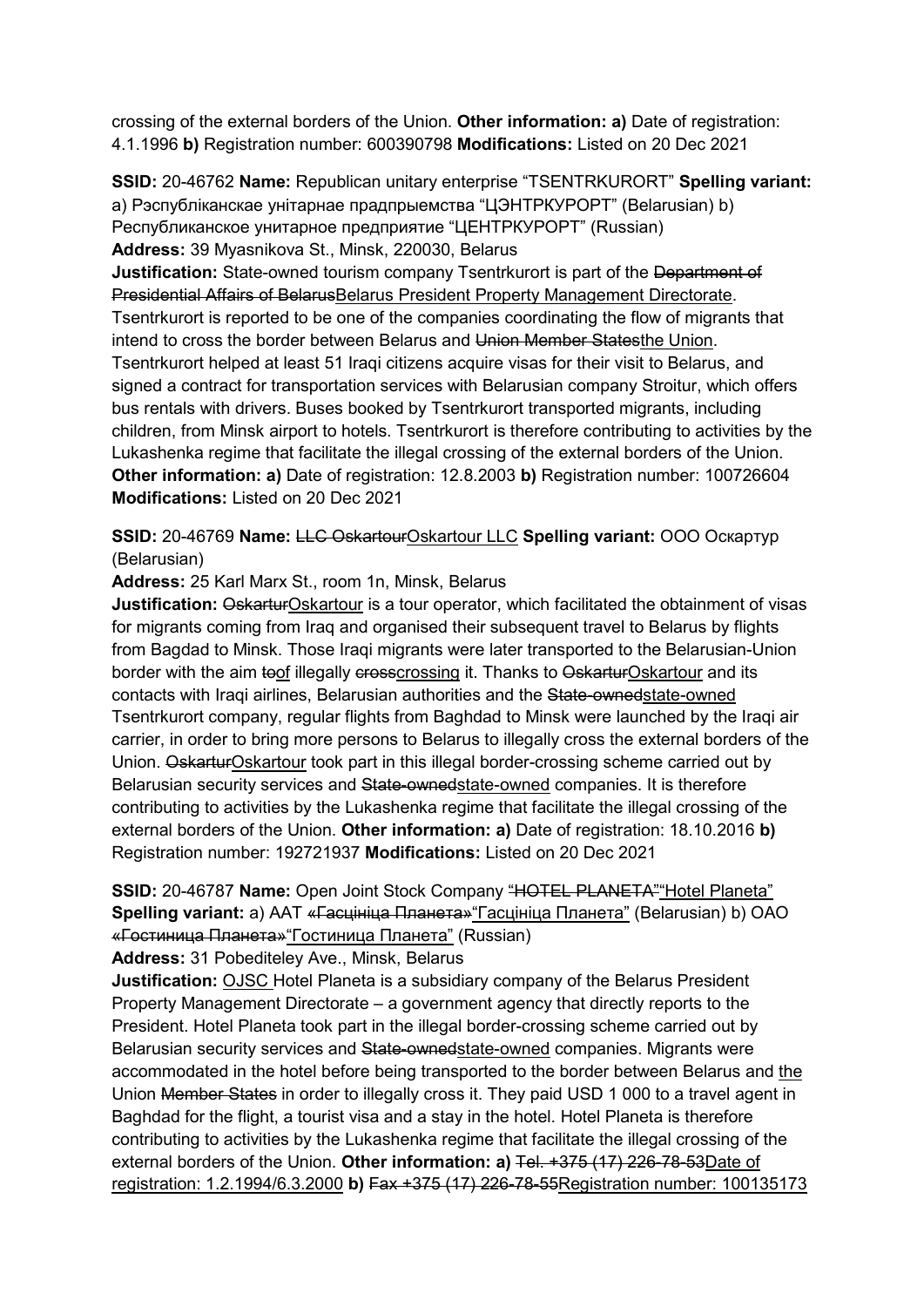crossing of the external borders of the Union. **Other information: a)** Date of registration: 4.1.1996 **b)** Registration number: 600390798 **Modifications:** Listed on 20 Dec 2021

**SSID:** 20-46762 **Name:** Republican unitary enterprise "TSENTRKURORT" **Spelling variant:** a) Рэспубліканскае унітарнае прадпрыемства "ЦЭНТРКУРОРТ" (Belarusian) b) Республиканское унитарное предприятие "ЦЕНТРКУРОРТ" (Russian)
**Address:** 39 Myasnikova St., Minsk, 220030, Belarus
**Justification:** State-owned tourism company Tsentrkurort is part of the ~~Department of Presidential Affairs of Belarus~~Belarus President Property Management Directorate. Tsentrkurort is reported to be one of the companies coordinating the flow of migrants that intend to cross the border between Belarus and ~~Union Member States~~the Union. Tsentrkurort helped at least 51 Iraqi citizens acquire visas for their visit to Belarus, and signed a contract for transportation services with Belarusian company Stroitur, which offers bus rentals with drivers. Buses booked by Tsentrkurort transported migrants, including children, from Minsk airport to hotels. Tsentrkurort is therefore contributing to activities by the Lukashenka regime that facilitate the illegal crossing of the external borders of the Union. **Other information: a)** Date of registration: 12.8.2003 **b)** Registration number: 100726604 **Modifications:** Listed on 20 Dec 2021

**SSID:** 20-46769 **Name:** ~~LLC Oskartour~~Oskartour LLC **Spelling variant:** ООО Оскартур (Belarusian)
**Address:** 25 Karl Marx St., room 1n, Minsk, Belarus
**Justification:** ~~Oskartur~~Oskartour is a tour operator, which facilitated the obtainment of visas for migrants coming from Iraq and organised their subsequent travel to Belarus by flights from Bagdad to Minsk. Those Iraqi migrants were later transported to the Belarusian-Union border with the aim ~~to~~of illegally ~~cross~~crossing it. Thanks to ~~Oskartur~~Oskartour and its contacts with Iraqi airlines, Belarusian authorities and the ~~State-owned~~state-owned Tsentrkurort company, regular flights from Baghdad to Minsk were launched by the Iraqi air carrier, in order to bring more persons to Belarus to illegally cross the external borders of the Union. ~~Oskartur~~Oskartour took part in this illegal border-crossing scheme carried out by Belarusian security services and ~~State-owned~~state-owned companies. It is therefore contributing to activities by the Lukashenka regime that facilitate the illegal crossing of the external borders of the Union. **Other information: a)** Date of registration: 18.10.2016 **b)** Registration number: 192721937 **Modifications:** Listed on 20 Dec 2021

**SSID:** 20-46787 **Name:** Open Joint Stock Company ~~"HOTEL PLANETA"~~"Hotel Planeta" **Spelling variant:** a) AAT ~~«Гасцініца Планета»~~"Гасцініца Планета" (Belarusian) b) ОАО ~~«Гостиница Планета»~~"Гостиница Планета" (Russian)
**Address:** 31 Pobediteley Ave., Minsk, Belarus
**Justification:** OJSC Hotel Planeta is a subsidiary company of the Belarus President Property Management Directorate – a government agency that directly reports to the President. Hotel Planeta took part in the illegal border-crossing scheme carried out by Belarusian security services and ~~State-owned~~state-owned companies. Migrants were accommodated in the hotel before being transported to the border between Belarus and the Union ~~Member States~~ in order to illegally cross it. They paid USD 1 000 to a travel agent in Baghdad for the flight, a tourist visa and a stay in the hotel. Hotel Planeta is therefore contributing to activities by the Lukashenka regime that facilitate the illegal crossing of the external borders of the Union. **Other information: a)** ~~Tel. +375 (17) 226-78-53~~Date of registration: 1.2.1994/6.3.2000 **b)** ~~Fax +375 (17) 226-78-55~~Registration number: 100135173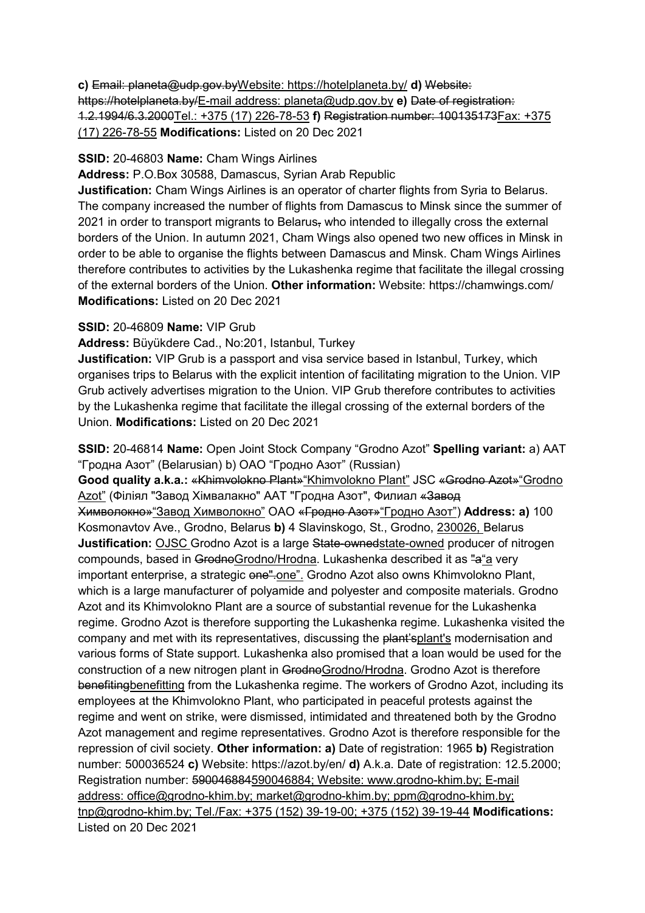**c)** ~~Email: planeta@udp.gov.by~~<u>Website: https://hotelplaneta.by/</u> **d)** ~~Website: https://hotelplaneta.by/~~<u>E-mail address: planeta@udp.gov.by</u> **e)** ~~Date of registration: 1.2.1994/6.3.2000~~<u>Tel.: +375 (17) 226-78-53</u> **f)** ~~Registration number: 100135173~~<u>Fax: +375 (17) 226-78-55</u> **Modifications:** Listed on 20 Dec 2021

**SSID:** 20-46803 **Name:** Cham Wings Airlines
**Address:** P.O.Box 30588, Damascus, Syrian Arab Republic
**Justification:** Cham Wings Airlines is an operator of charter flights from Syria to Belarus. The company increased the number of flights from Damascus to Minsk since the summer of 2021 in order to transport migrants to Belarus~~,~~ who intended to illegally cross the external borders of the Union. In autumn 2021, Cham Wings also opened two new offices in Minsk in order to be able to organise the flights between Damascus and Minsk. Cham Wings Airlines therefore contributes to activities by the Lukashenka regime that facilitate the illegal crossing of the external borders of the Union. **Other information:** Website: https://chamwings.com/ **Modifications:** Listed on 20 Dec 2021

**SSID:** 20-46809 **Name:** VIP Grub
**Address:** Büyükdere Cad., No:201, Istanbul, Turkey
**Justification:** VIP Grub is a passport and visa service based in Istanbul, Turkey, which organises trips to Belarus with the explicit intention of facilitating migration to the Union. VIP Grub actively advertises migration to the Union. VIP Grub therefore contributes to activities by the Lukashenka regime that facilitate the illegal crossing of the external borders of the Union. **Modifications:** Listed on 20 Dec 2021

**SSID:** 20-46814 **Name:** Open Joint Stock Company "Grodno Azot" **Spelling variant:** a) AAT "Гродна Азот" (Belarusian) b) OAO "Гродно Азот" (Russian)
**Good quality a.k.a.:** ~~«Khimvolokno Plant»~~<u>"Khimvolokno Plant"</u> JSC ~~«Grodno Azot»~~<u>"Grodno Azot"</u> (Філіял "Завод Хімвалакно" AAT "Гродна Азот", Филиал ~~«Завод Химволокно»~~<u>"Завод Химволокно"</u> ОАО ~~«Гродно Азот»~~<u>"Гродно Азот"</u>) **Address: a)** 100 Kosmonavtov Ave., Grodno, Belarus **b)** 4 Slavinskogo, St., Grodno, <u>230026,</u> Belarus
**Justification:** <u>OJSC</u> Grodno Azot is a large ~~State-owned~~<u>state-owned</u> producer of nitrogen compounds, based in ~~Grodno~~<u>Grodno/Hrodna</u>. Lukashenka described it as ~~"a~~<u>"a</u> very important enterprise, a strategic ~~one".~~<u>one".</u> Grodno Azot also owns Khimvolokno Plant, which is a large manufacturer of polyamide and polyester and composite materials. Grodno Azot and its Khimvolokno Plant are a source of substantial revenue for the Lukashenka regime. Grodno Azot is therefore supporting the Lukashenka regime. Lukashenka visited the company and met with its representatives, discussing the ~~plant's~~<u>plant's</u> modernisation and various forms of State support. Lukashenka also promised that a loan would be used for the construction of a new nitrogen plant in ~~Grodno~~<u>Grodno/Hrodna</u>. Grodno Azot is therefore ~~benefiting~~<u>benefitting</u> from the Lukashenka regime. The workers of Grodno Azot, including its employees at the Khimvolokno Plant, who participated in peaceful protests against the regime and went on strike, were dismissed, intimidated and threatened both by the Grodno Azot management and regime representatives. Grodno Azot is therefore responsible for the repression of civil society. **Other information: a)** Date of registration: 1965 **b)** Registration number: 500036524 **c)** Website: https://azot.by/en/ **d)** A.k.a. Date of registration: 12.5.2000; Registration number: ~~590046884~~<u>590046884; Website: www.grodno-khim.by; E-mail address: office@grodno-khim.by; market@grodno-khim.by; ppm@grodno-khim.by; tnp@grodno-khim.by; Tel./Fax: +375 (152) 39-19-00; +375 (152) 39-19-44</u> **Modifications:** Listed on 20 Dec 2021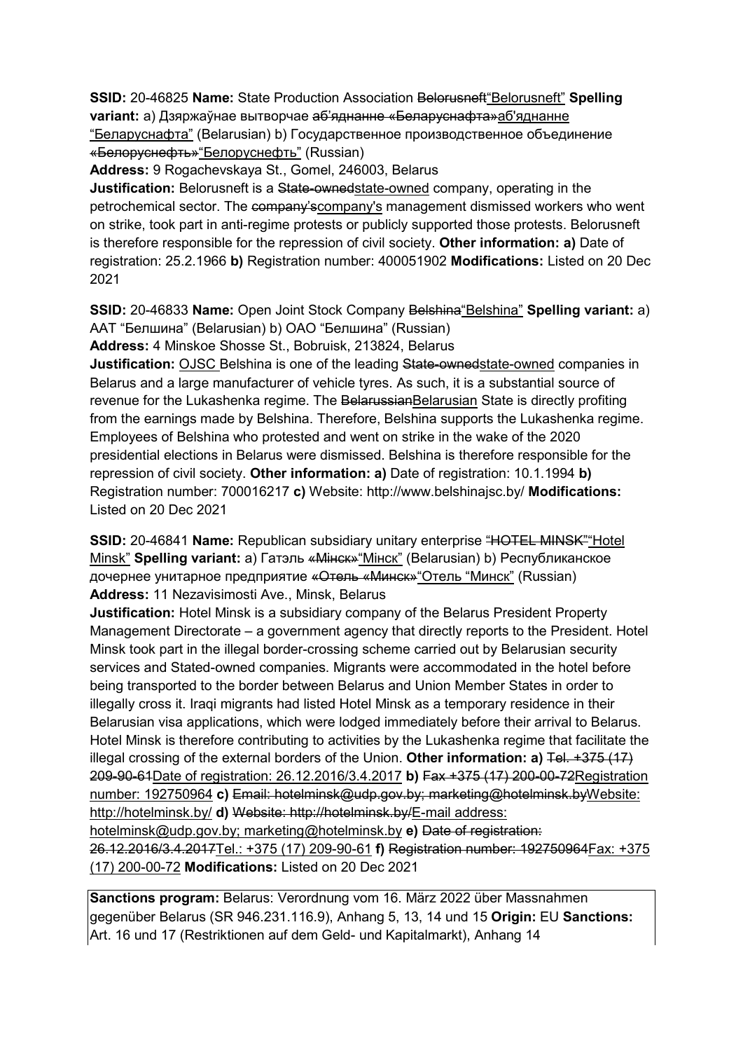**SSID:** 20-46825 **Name:** State Production Association ~~Belorusneft~~"Belorusneft" **Spelling variant:** a) Дзяржаўнае вытворчае ~~аб'яднанне «Беларуснафта»~~аб'яднанне "Беларуснафта" (Belarusian) b) Государственное производственное объединение ~~«Белоруснефть»~~"Белоруснефть" (Russian)
**Address:** 9 Rogachevskaya St., Gomel, 246003, Belarus
**Justification:** Belorusneft is a ~~State-owned~~state-owned company, operating in the petrochemical sector. The ~~company's~~company's management dismissed workers who went on strike, took part in anti-regime protests or publicly supported those protests. Belorusneft is therefore responsible for the repression of civil society. **Other information: a)** Date of registration: 25.2.1966 **b)** Registration number: 400051902 **Modifications:** Listed on 20 Dec 2021

**SSID:** 20-46833 **Name:** Open Joint Stock Company ~~Belshina~~"Belshina" **Spelling variant:** a) ААТ "Белшина" (Belarusian) b) ОАО "Белшина" (Russian)
**Address:** 4 Minskoe Shosse St., Bobruisk, 213824, Belarus
**Justification:** OJSC Belshina is one of the leading ~~State-owned~~state-owned companies in Belarus and a large manufacturer of vehicle tyres. As such, it is a substantial source of revenue for the Lukashenka regime. The ~~Belarussian~~Belarusian State is directly profiting from the earnings made by Belshina. Therefore, Belshina supports the Lukashenka regime. Employees of Belshina who protested and went on strike in the wake of the 2020 presidential elections in Belarus were dismissed. Belshina is therefore responsible for the repression of civil society. **Other information: a)** Date of registration: 10.1.1994 **b)** Registration number: 700016217 **c)** Website: http://www.belshinajsc.by/ **Modifications:** Listed on 20 Dec 2021

**SSID:** 20-46841 **Name:** Republican subsidiary unitary enterprise ~~"HOTEL MINSK"~~"Hotel Minsk" **Spelling variant:** a) Гатэль ~~«Мінск»~~"Мінск" (Belarusian) b) Республиканское дочернее унитарное предприятие ~~«Отель «Минск»~~"Отель "Минск" (Russian)
**Address:** 11 Nezavisimosti Ave., Minsk, Belarus
**Justification:** Hotel Minsk is a subsidiary company of the Belarus President Property Management Directorate – a government agency that directly reports to the President. Hotel Minsk took part in the illegal border-crossing scheme carried out by Belarusian security services and Stated-owned companies. Migrants were accommodated in the hotel before being transported to the border between Belarus and Union Member States in order to illegally cross it. Iraqi migrants had listed Hotel Minsk as a temporary residence in their Belarusian visa applications, which were lodged immediately before their arrival to Belarus. Hotel Minsk is therefore contributing to activities by the Lukashenka regime that facilitate the illegal crossing of the external borders of the Union. **Other information: a)** ~~Tel. +375 (17) 209-90-61~~Date of registration: 26.12.2016/3.4.2017 **b)** ~~Fax +375 (17) 200-00-72~~Registration number: 192750964 **c)** ~~Email: hotelminsk@udp.gov.by; marketing@hotelminsk.by~~Website: http://hotelminsk.by/ **d)** ~~Website: http://hotelminsk.by/~~E-mail address: hotelminsk@udp.gov.by; marketing@hotelminsk.by **e)** ~~Date of registration: 26.12.2016/3.4.2017~~Tel.: +375 (17) 209-90-61 **f)** ~~Registration number: 192750964~~Fax: +375 (17) 200-00-72 **Modifications:** Listed on 20 Dec 2021

**Sanctions program:** Belarus: Verordnung vom 16. März 2022 über Massnahmen gegenüber Belarus (SR 946.231.116.9), Anhang 5, 13, 14 und 15 **Origin:** EU **Sanctions:** Art. 16 und 17 (Restriktionen auf dem Geld- und Kapitalmarkt), Anhang 14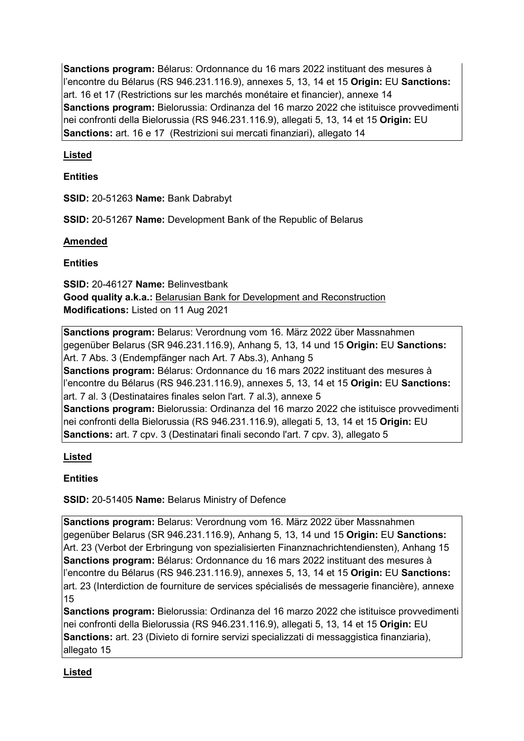**Sanctions program:** Bélarus: Ordonnance du 16 mars 2022 instituant des mesures à l'encontre du Bélarus (RS 946.231.116.9), annexes 5, 13, 14 et 15 **Origin:** EU **Sanctions:** art. 16 et 17 (Restrictions sur les marchés monétaire et financier), annexe 14
**Sanctions program:** Bielorussia: Ordinanza del 16 marzo 2022 che istituisce provvedimenti nei confronti della Bielorussia (RS 946.231.116.9), allegati 5, 13, 14 et 15 **Origin:** EU **Sanctions:** art. 16 e 17 (Restrizioni sui mercati finanziari), allegato 14

**Listed**

**Entities**

**SSID:** 20-51263 **Name:** Bank Dabrabyt

**SSID:** 20-51267 **Name:** Development Bank of the Republic of Belarus

**Amended**

**Entities**

**SSID:** 20-46127 **Name:** Belinvestbank
**Good quality a.k.a.:** Belarusian Bank for Development and Reconstruction
**Modifications:** Listed on 11 Aug 2021

**Sanctions program:** Belarus: Verordnung vom 16. März 2022 über Massnahmen gegenüber Belarus (SR 946.231.116.9), Anhang 5, 13, 14 und 15 **Origin:** EU **Sanctions:** Art. 7 Abs. 3 (Endempfänger nach Art. 7 Abs.3), Anhang 5
**Sanctions program:** Bélarus: Ordonnance du 16 mars 2022 instituant des mesures à l'encontre du Bélarus (RS 946.231.116.9), annexes 5, 13, 14 et 15 **Origin:** EU **Sanctions:** art. 7 al. 3 (Destinataires finales selon l'art. 7 al.3), annexe 5
**Sanctions program:** Bielorussia: Ordinanza del 16 marzo 2022 che istituisce provvedimenti nei confronti della Bielorussia (RS 946.231.116.9), allegati 5, 13, 14 et 15 **Origin:** EU **Sanctions:** art. 7 cpv. 3 (Destinatari finali secondo l'art. 7 cpv. 3), allegato 5

**Listed**

**Entities**

**SSID:** 20-51405 **Name:** Belarus Ministry of Defence

**Sanctions program:** Belarus: Verordnung vom 16. März 2022 über Massnahmen gegenüber Belarus (SR 946.231.116.9), Anhang 5, 13, 14 und 15 **Origin:** EU **Sanctions:** Art. 23 (Verbot der Erbringung von spezialisierten Finanznachrichtendiensten), Anhang 15
**Sanctions program:** Bélarus: Ordonnance du 16 mars 2022 instituant des mesures à l'encontre du Bélarus (RS 946.231.116.9), annexes 5, 13, 14 et 15 **Origin:** EU **Sanctions:** art. 23 (Interdiction de fourniture de services spécialisés de messagerie financière), annexe 15
**Sanctions program:** Bielorussia: Ordinanza del 16 marzo 2022 che istituisce provvedimenti nei confronti della Bielorussia (RS 946.231.116.9), allegati 5, 13, 14 et 15 **Origin:** EU **Sanctions:** art. 23 (Divieto di fornire servizi specializzati di messaggistica finanziaria), allegato 15

**Listed**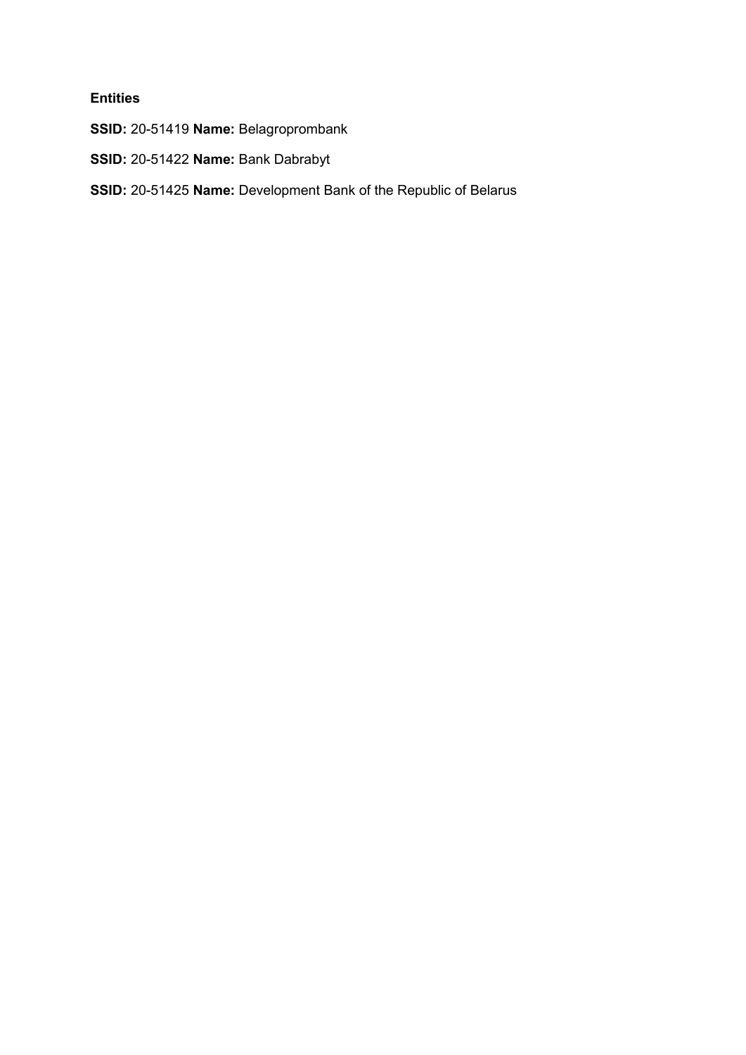**Entities**

**SSID:** 20-51419 **Name:** Belagroprombank

**SSID:** 20-51422 **Name:** Bank Dabrabyt

**SSID:** 20-51425 **Name:** Development Bank of the Republic of Belarus